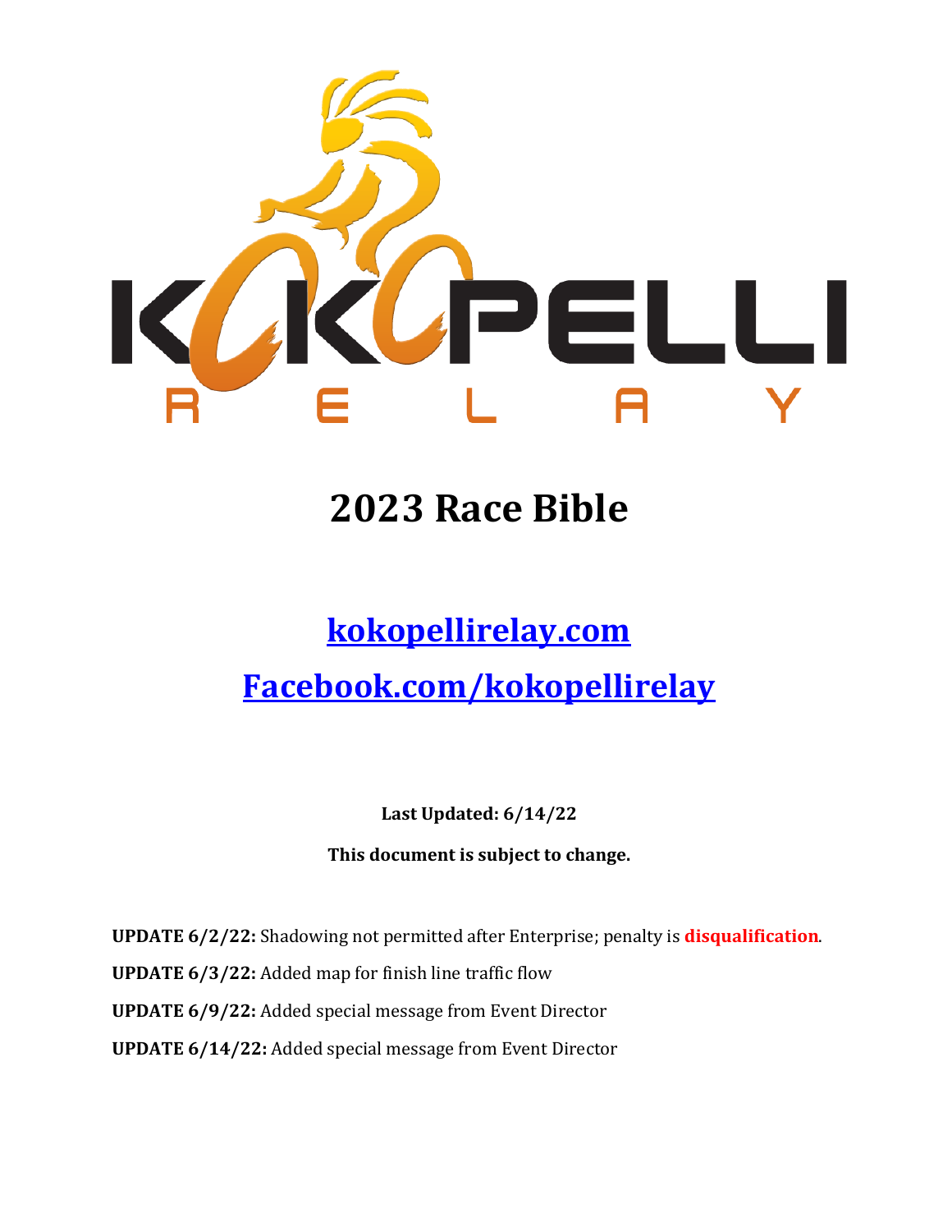KOKOPELLI RELAY

# 2023 Race Bible

## [kokopellirelay.com](http://kokopellirelay.com)

## [Facebook.com/kokopellirelay](http://Facebook.com/kokopellirelay)

**Last Updated: 6/14/22**

**This document is subject to change.**

**UPDATE 6/2/22:** Shadowing not permitted after Enterprise; penalty is **disqualification**.

**UPDATE 6/3/22:** Added map for finish line traffic flow

**UPDATE 6/9/22:** Added special message from Event Director

**UPDATE 6/14/22:** Added special message from Event Director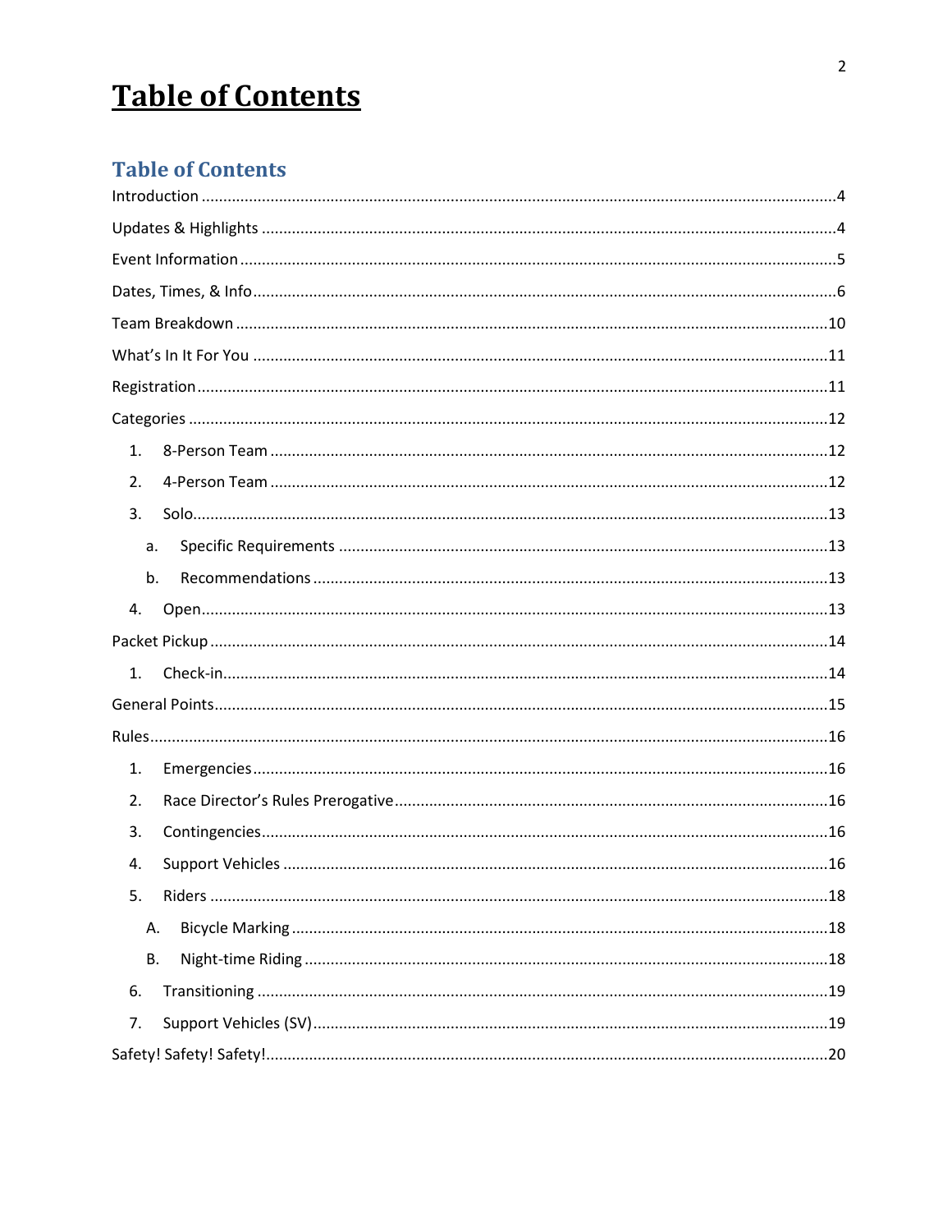# Table of Contents

## Table of Contents

Introduction ....4

Updates & Highlights ....4

Event Information ....5

Dates, Times, & Info ....6

Team Breakdown ....10

What's In It For You ....11

Registration ....11

Categories ....12

1. 8-Person Team ....12
2. 4-Person Team ....12
3. Solo ....13
   a. Specific Requirements ....13
   b. Recommendations ....13
4. Open ....13

Packet Pickup ....14

1. Check-in ....14

General Points ....15

Rules ....16

1. Emergencies ....16
2. Race Director's Rules Prerogative ....16
3. Contingencies ....16
4. Support Vehicles ....16
5. Riders ....18
   A. Bicycle Marking ....18
   B. Night-time Riding ....18
6. Transitioning ....19
7. Support Vehicles (SV) ....19

Safety! Safety! Safety! ....20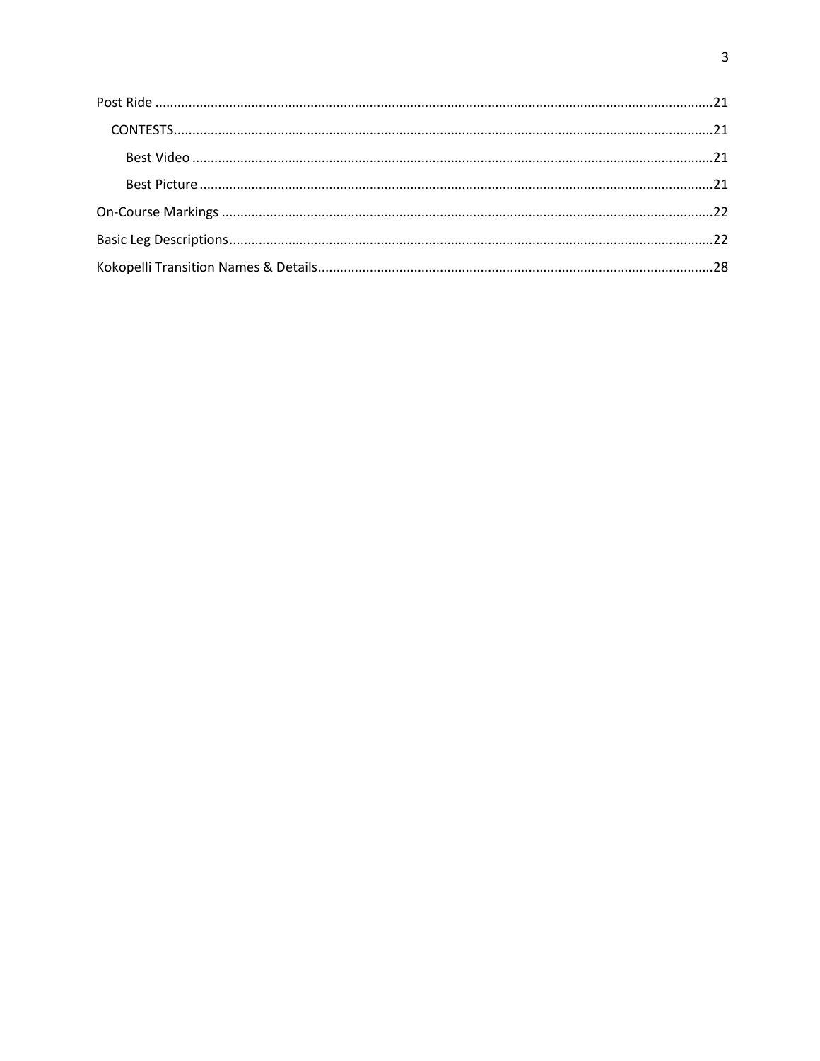Post Ride ....................................................................................................................................................21

- CONTESTS..............................................................................................................................................21
  - Best Video ........................................................................................................................................21
  - Best Picture .......................................................................................................................................21

On-Course Markings ...................................................................................................................................22

Basic Leg Descriptions.................................................................................................................................22

Kokopelli Transition Names & Details.........................................................................................................28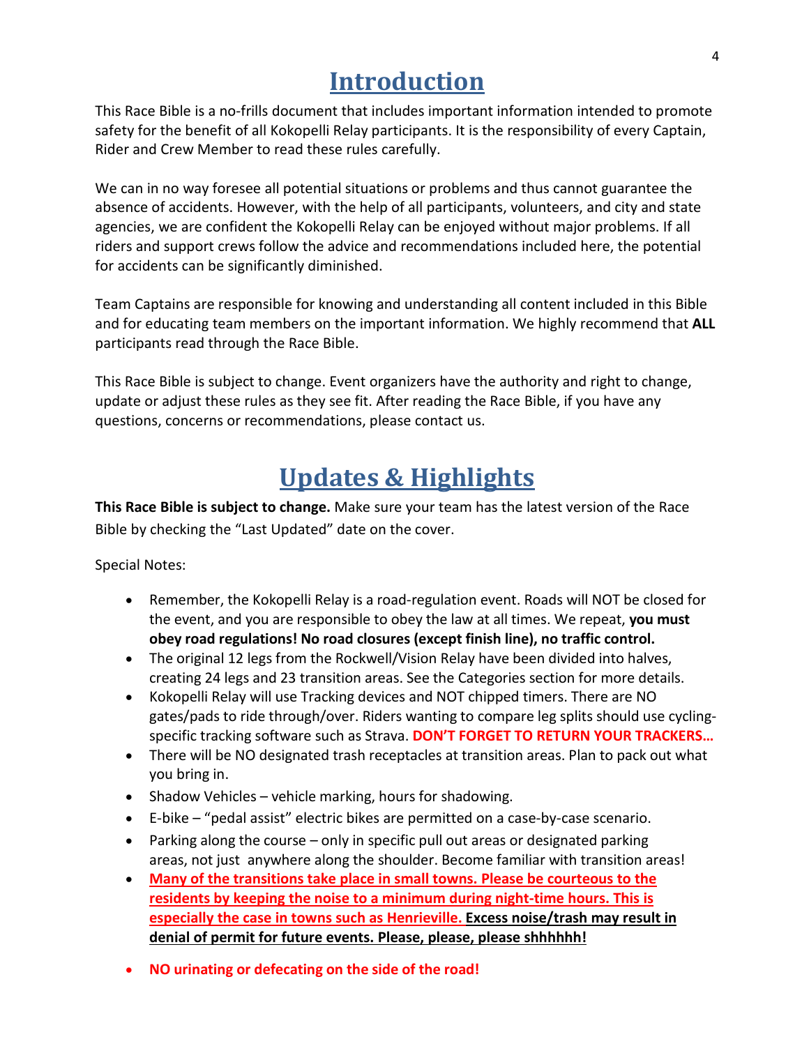# Introduction

This Race Bible is a no-frills document that includes important information intended to promote safety for the benefit of all Kokopelli Relay participants. It is the responsibility of every Captain, Rider and Crew Member to read these rules carefully.

We can in no way foresee all potential situations or problems and thus cannot guarantee the absence of accidents. However, with the help of all participants, volunteers, and city and state agencies, we are confident the Kokopelli Relay can be enjoyed without major problems. If all riders and support crews follow the advice and recommendations included here, the potential for accidents can be significantly diminished.

Team Captains are responsible for knowing and understanding all content included in this Bible and for educating team members on the important information. We highly recommend that **ALL** participants read through the Race Bible.

This Race Bible is subject to change. Event organizers have the authority and right to change, update or adjust these rules as they see fit. After reading the Race Bible, if you have any questions, concerns or recommendations, please contact us.

# Updates & Highlights

**This Race Bible is subject to change.** Make sure your team has the latest version of the Race Bible by checking the "Last Updated" date on the cover.

Special Notes:

- Remember, the Kokopelli Relay is a road-regulation event. Roads will NOT be closed for the event, and you are responsible to obey the law at all times. We repeat, **you must obey road regulations! No road closures (except finish line), no traffic control.**
- The original 12 legs from the Rockwell/Vision Relay have been divided into halves, creating 24 legs and 23 transition areas. See the Categories section for more details.
- Kokopelli Relay will use Tracking devices and NOT chipped timers. There are NO gates/pads to ride through/over. Riders wanting to compare leg splits should use cycling-specific tracking software such as Strava. **DON'T FORGET TO RETURN YOUR TRACKERS…**
- There will be NO designated trash receptacles at transition areas. Plan to pack out what you bring in.
- Shadow Vehicles – vehicle marking, hours for shadowing.
- E-bike – "pedal assist" electric bikes are permitted on a case-by-case scenario.
- Parking along the course – only in specific pull out areas or designated parking areas, not just anywhere along the shoulder. Become familiar with transition areas!
- **Many of the transitions take place in small towns. Please be courteous to the residents by keeping the noise to a minimum during night-time hours. This is especially the case in towns such as Henrieville. Excess noise/trash may result in denial of permit for future events. Please, please, please shhhhhh!**
- **NO urinating or defecating on the side of the road!**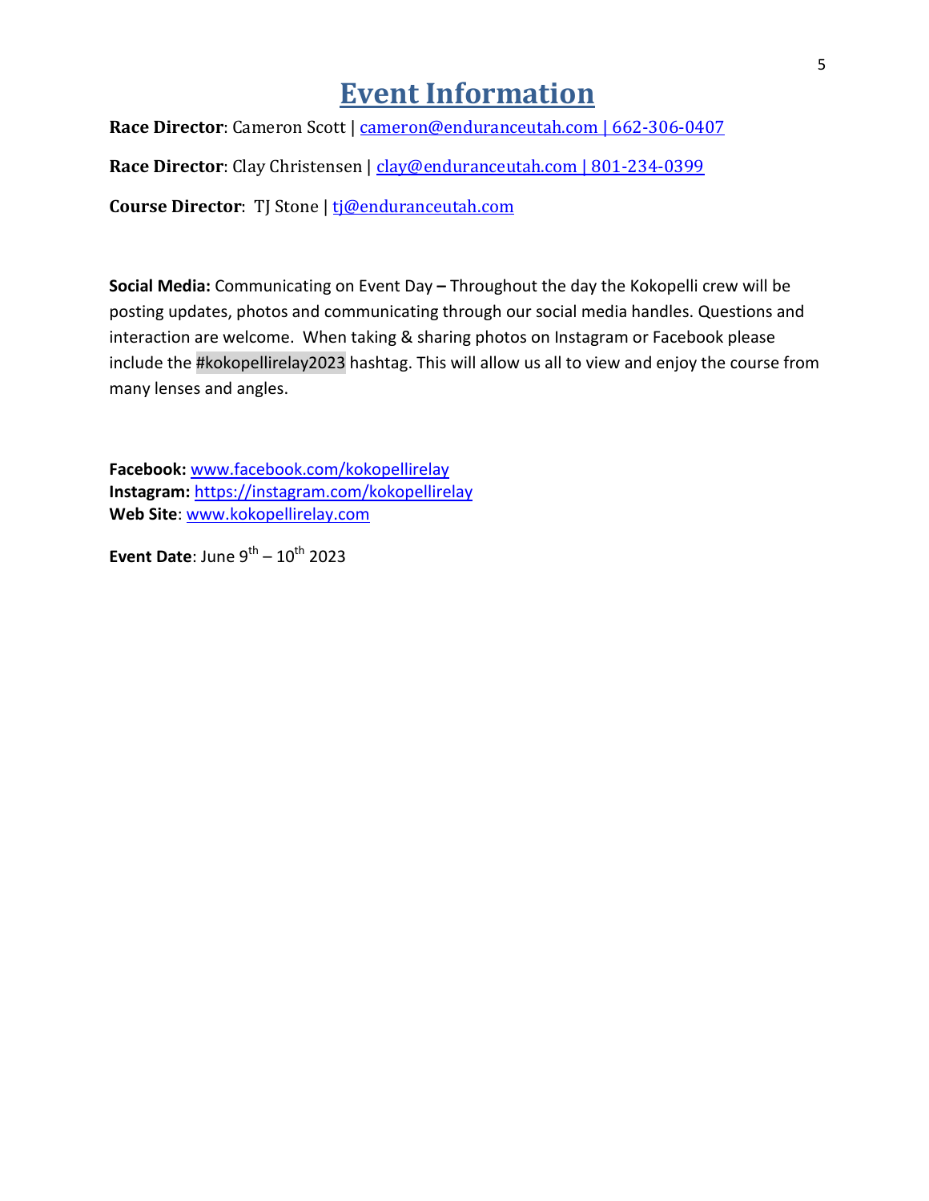# Event Information

**Race Director**: Cameron Scott | cameron@enduranceutah.com | 662-306-0407

**Race Director**: Clay Christensen | clay@enduranceutah.com | 801-234-0399

**Course Director**: TJ Stone | tj@enduranceutah.com

**Social Media:** Communicating on Event Day **–** Throughout the day the Kokopelli crew will be posting updates, photos and communicating through our social media handles. Questions and interaction are welcome. When taking & sharing photos on Instagram or Facebook please include the #kokopellirelay2023 hashtag. This will allow us all to view and enjoy the course from many lenses and angles.

**Facebook:** www.facebook.com/kokopellirelay
**Instagram:** https://instagram.com/kokopellirelay
**Web Site**: www.kokopellirelay.com

**Event Date**: June 9th – 10th 2023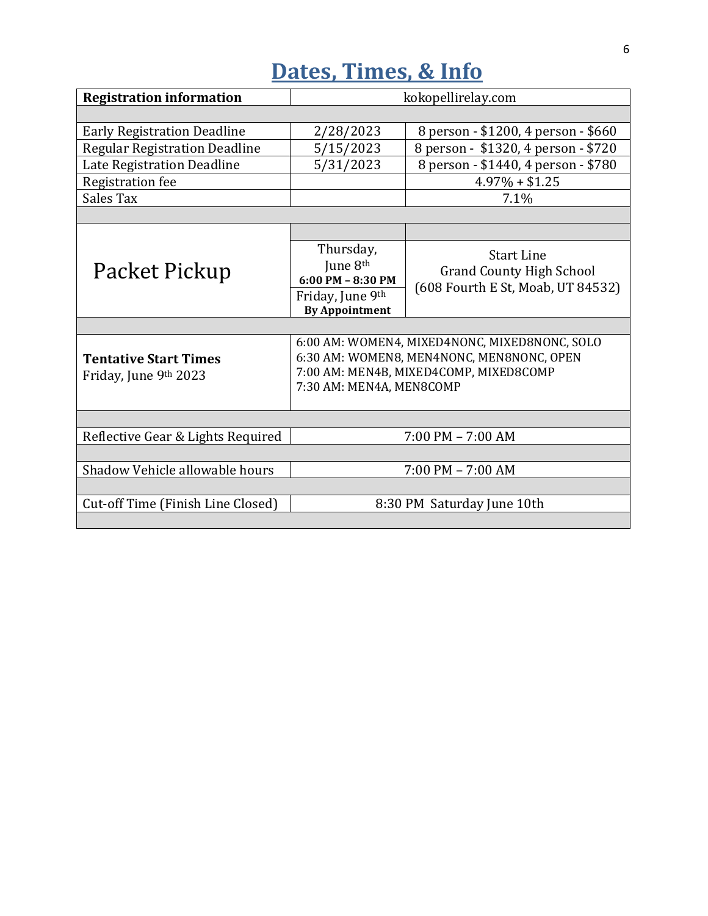# Dates, Times, & Info

| **Registration information** | kokopellirelay.com | |
|---|---|---|
| | | |
| Early Registration Deadline | 2/28/2023 | 8 person - \$1200, 4 person - \$660 |
| Regular Registration Deadline | 5/15/2023 | 8 person - \$1320, 4 person - \$720 |
| Late Registration Deadline | 5/31/2023 | 8 person - \$1440, 4 person - \$780 |
| Registration fee | | 4.97% + \$1.25 |
| Sales Tax | | 7.1% |
| | | |
| Packet Pickup | Thursday, June 8th **6:00 PM – 8:30 PM** | Start Line Grand County High School (608 Fourth E St, Moab, UT 84532) |
| | Friday, June 9th **By Appointment** | |
| | | |
| **Tentative Start Times** Friday, June 9th 2023 | 6:00 AM: WOMEN4, MIXED4NONC, MIXED8NONC, SOLO<br>6:30 AM: WOMEN8, MEN4NONC, MEN8NONC, OPEN<br>7:00 AM: MEN4B, MIXED4COMP, MIXED8COMP<br>7:30 AM: MEN4A, MEN8COMP | |
| | | |
| Reflective Gear & Lights Required | 7:00 PM – 7:00 AM | |
| | | |
| Shadow Vehicle allowable hours | 7:00 PM – 7:00 AM | |
| | | |
| Cut-off Time (Finish Line Closed) | 8:30 PM Saturday June 10th | |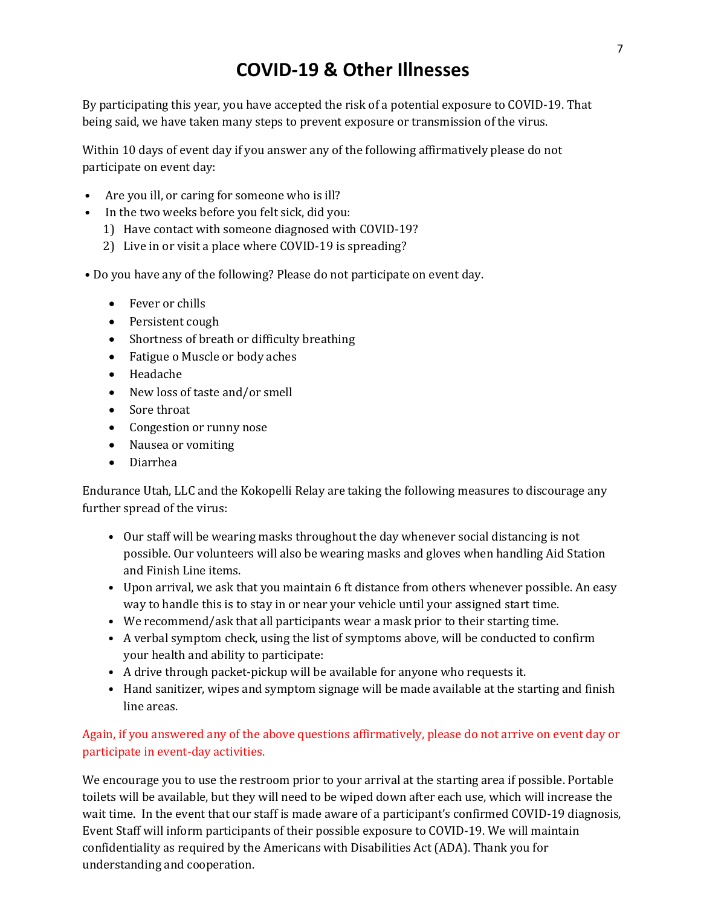# COVID-19 & Other Illnesses

By participating this year, you have accepted the risk of a potential exposure to COVID-19. That being said, we have taken many steps to prevent exposure or transmission of the virus.

Within 10 days of event day if you answer any of the following affirmatively please do not participate on event day:

- Are you ill, or caring for someone who is ill?
- In the two weeks before you felt sick, did you:
  1) Have contact with someone diagnosed with COVID-19?
  2) Live in or visit a place where COVID-19 is spreading?

• Do you have any of the following? Please do not participate on event day.

- Fever or chills
- Persistent cough
- Shortness of breath or difficulty breathing
- Fatigue o Muscle or body aches
- Headache
- New loss of taste and/or smell
- Sore throat
- Congestion or runny nose
- Nausea or vomiting
- Diarrhea

Endurance Utah, LLC and the Kokopelli Relay are taking the following measures to discourage any further spread of the virus:

- Our staff will be wearing masks throughout the day whenever social distancing is not possible. Our volunteers will also be wearing masks and gloves when handling Aid Station and Finish Line items.
- Upon arrival, we ask that you maintain 6 ft distance from others whenever possible. An easy way to handle this is to stay in or near your vehicle until your assigned start time.
- We recommend/ask that all participants wear a mask prior to their starting time.
- A verbal symptom check, using the list of symptoms above, will be conducted to confirm your health and ability to participate:
- A drive through packet-pickup will be available for anyone who requests it.
- Hand sanitizer, wipes and symptom signage will be made available at the starting and finish line areas.

Again, if you answered any of the above questions affirmatively, please do not arrive on event day or participate in event-day activities.

We encourage you to use the restroom prior to your arrival at the starting area if possible. Portable toilets will be available, but they will need to be wiped down after each use, which will increase the wait time. In the event that our staff is made aware of a participant's confirmed COVID-19 diagnosis, Event Staff will inform participants of their possible exposure to COVID-19. We will maintain confidentiality as required by the Americans with Disabilities Act (ADA). Thank you for understanding and cooperation.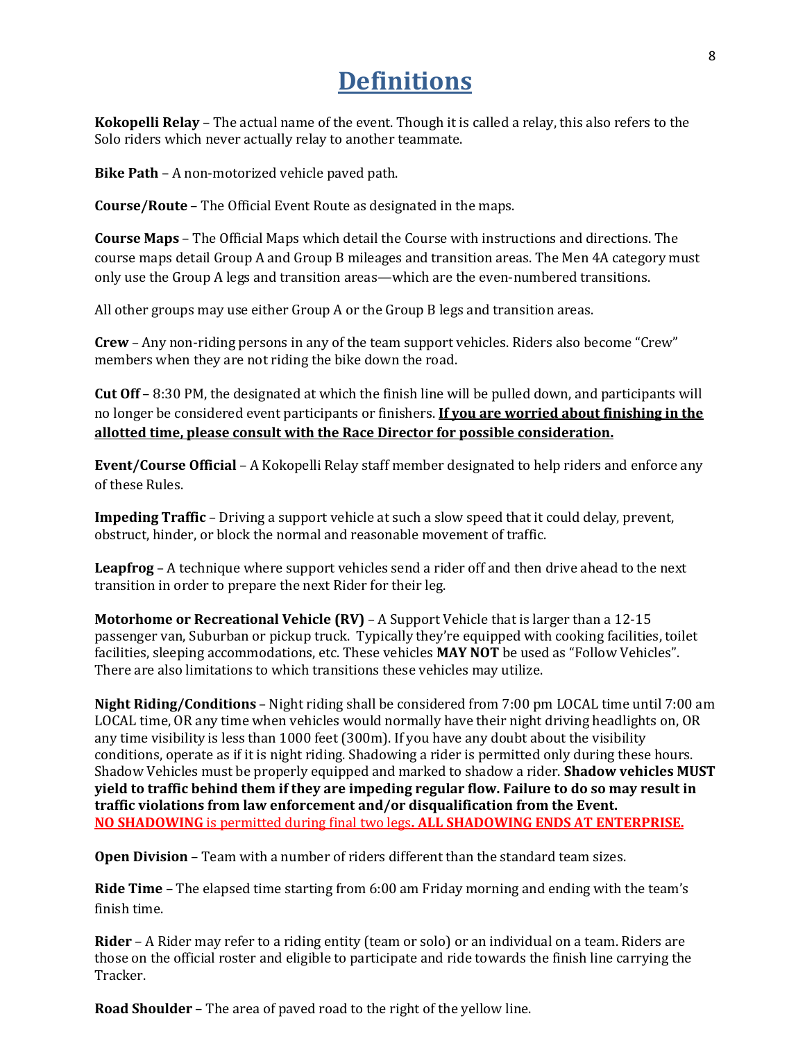# Definitions

**Kokopelli Relay** – The actual name of the event. Though it is called a relay, this also refers to the Solo riders which never actually relay to another teammate.

**Bike Path** – A non-motorized vehicle paved path.

**Course/Route** – The Official Event Route as designated in the maps.

**Course Maps** – The Official Maps which detail the Course with instructions and directions. The course maps detail Group A and Group B mileages and transition areas. The Men 4A category must only use the Group A legs and transition areas—which are the even-numbered transitions.

All other groups may use either Group A or the Group B legs and transition areas.

**Crew** – Any non-riding persons in any of the team support vehicles. Riders also become "Crew" members when they are not riding the bike down the road.

**Cut Off** – 8:30 PM, the designated at which the finish line will be pulled down, and participants will no longer be considered event participants or finishers. **<u>If you are worried about finishing in the allotted time, please consult with the Race Director for possible consideration.</u>**

**Event/Course Official** – A Kokopelli Relay staff member designated to help riders and enforce any of these Rules.

**Impeding Traffic** – Driving a support vehicle at such a slow speed that it could delay, prevent, obstruct, hinder, or block the normal and reasonable movement of traffic.

**Leapfrog** – A technique where support vehicles send a rider off and then drive ahead to the next transition in order to prepare the next Rider for their leg.

**Motorhome or Recreational Vehicle (RV)** – A Support Vehicle that is larger than a 12-15 passenger van, Suburban or pickup truck. Typically they're equipped with cooking facilities, toilet facilities, sleeping accommodations, etc. These vehicles **MAY NOT** be used as "Follow Vehicles". There are also limitations to which transitions these vehicles may utilize.

**Night Riding/Conditions** – Night riding shall be considered from 7:00 pm LOCAL time until 7:00 am LOCAL time, OR any time when vehicles would normally have their night driving headlights on, OR any time visibility is less than 1000 feet (300m). If you have any doubt about the visibility conditions, operate as if it is night riding. Shadowing a rider is permitted only during these hours. Shadow Vehicles must be properly equipped and marked to shadow a rider. **Shadow vehicles MUST yield to traffic behind them if they are impeding regular flow. Failure to do so may result in traffic violations from law enforcement and/or disqualification from the Event.**
<u>**NO SHADOWING** is permitted during final two legs**. ALL SHADOWING ENDS AT ENTERPRISE.**</u>

**Open Division** – Team with a number of riders different than the standard team sizes.

**Ride Time** – The elapsed time starting from 6:00 am Friday morning and ending with the team's finish time.

**Rider** – A Rider may refer to a riding entity (team or solo) or an individual on a team. Riders are those on the official roster and eligible to participate and ride towards the finish line carrying the Tracker.

**Road Shoulder** – The area of paved road to the right of the yellow line.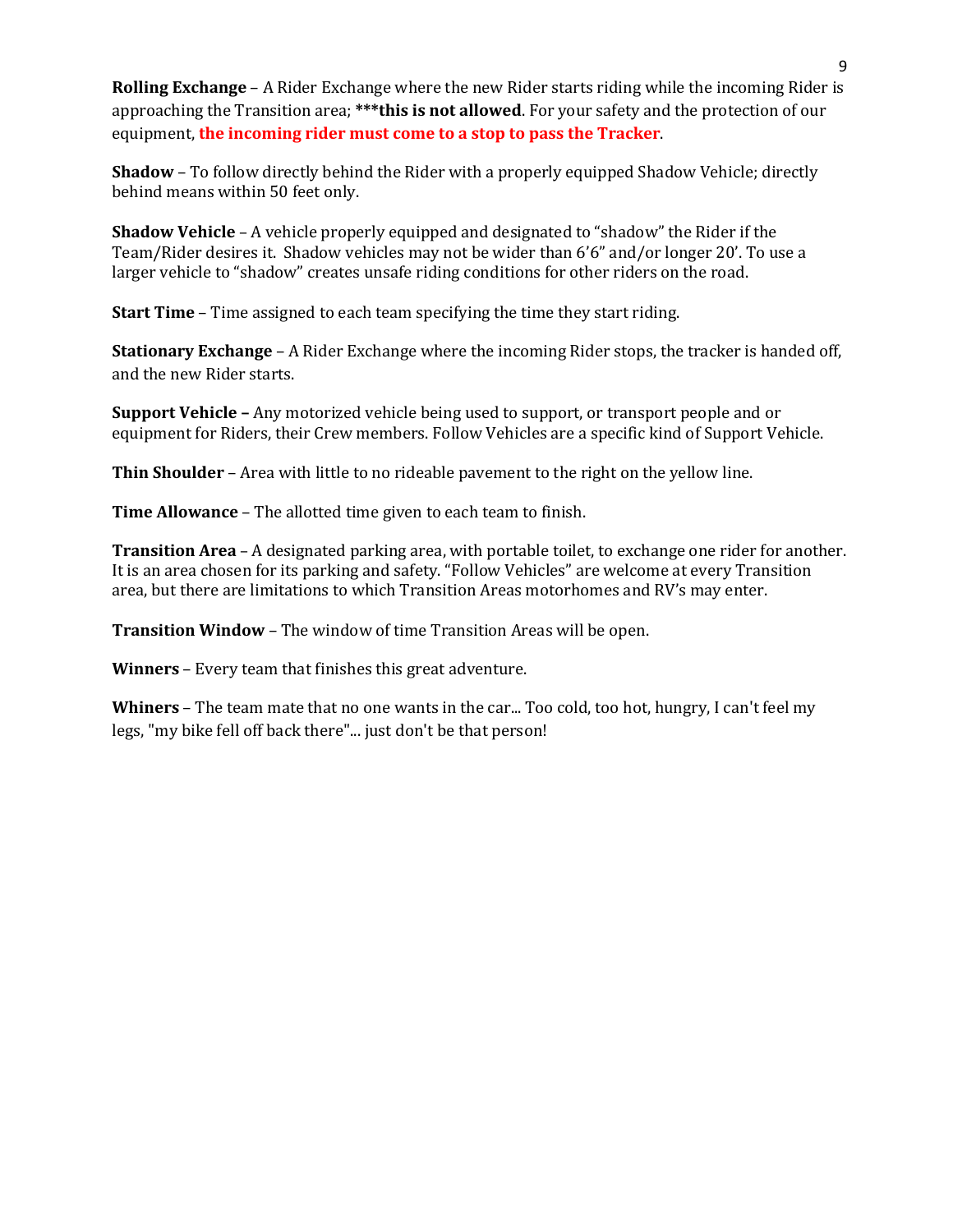**Rolling Exchange** – A Rider Exchange where the new Rider starts riding while the incoming Rider is approaching the Transition area; *****this is not allowed**. For your safety and the protection of our equipment, **the incoming rider must come to a stop to pass the Tracker**.

**Shadow** – To follow directly behind the Rider with a properly equipped Shadow Vehicle; directly behind means within 50 feet only.

**Shadow Vehicle** – A vehicle properly equipped and designated to "shadow" the Rider if the Team/Rider desires it. Shadow vehicles may not be wider than 6'6" and/or longer 20'. To use a larger vehicle to "shadow" creates unsafe riding conditions for other riders on the road.

**Start Time** – Time assigned to each team specifying the time they start riding.

**Stationary Exchange** – A Rider Exchange where the incoming Rider stops, the tracker is handed off, and the new Rider starts.

**Support Vehicle –** Any motorized vehicle being used to support, or transport people and or equipment for Riders, their Crew members. Follow Vehicles are a specific kind of Support Vehicle.

**Thin Shoulder** – Area with little to no rideable pavement to the right on the yellow line.

**Time Allowance** – The allotted time given to each team to finish.

**Transition Area** – A designated parking area, with portable toilet, to exchange one rider for another. It is an area chosen for its parking and safety. "Follow Vehicles" are welcome at every Transition area, but there are limitations to which Transition Areas motorhomes and RV's may enter.

**Transition Window** – The window of time Transition Areas will be open.

**Winners** – Every team that finishes this great adventure.

**Whiners** – The team mate that no one wants in the car... Too cold, too hot, hungry, I can't feel my legs, "my bike fell off back there"... just don't be that person!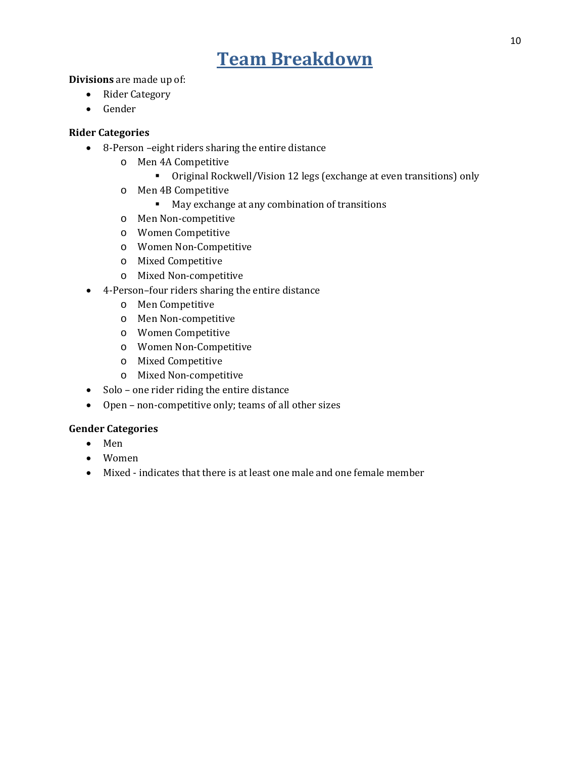# Team Breakdown

**Divisions** are made up of:

- Rider Category
- Gender

**Rider Categories**

- 8-Person –eight riders sharing the entire distance
  - Men 4A Competitive
    - Original Rockwell/Vision 12 legs (exchange at even transitions) only
  - Men 4B Competitive
    - May exchange at any combination of transitions
  - Men Non-competitive
  - Women Competitive
  - Women Non-Competitive
  - Mixed Competitive
  - Mixed Non-competitive
- 4-Person–four riders sharing the entire distance
  - Men Competitive
  - Men Non-competitive
  - Women Competitive
  - Women Non-Competitive
  - Mixed Competitive
  - Mixed Non-competitive
- Solo – one rider riding the entire distance
- Open – non-competitive only; teams of all other sizes

**Gender Categories**

- Men
- Women
- Mixed - indicates that there is at least one male and one female member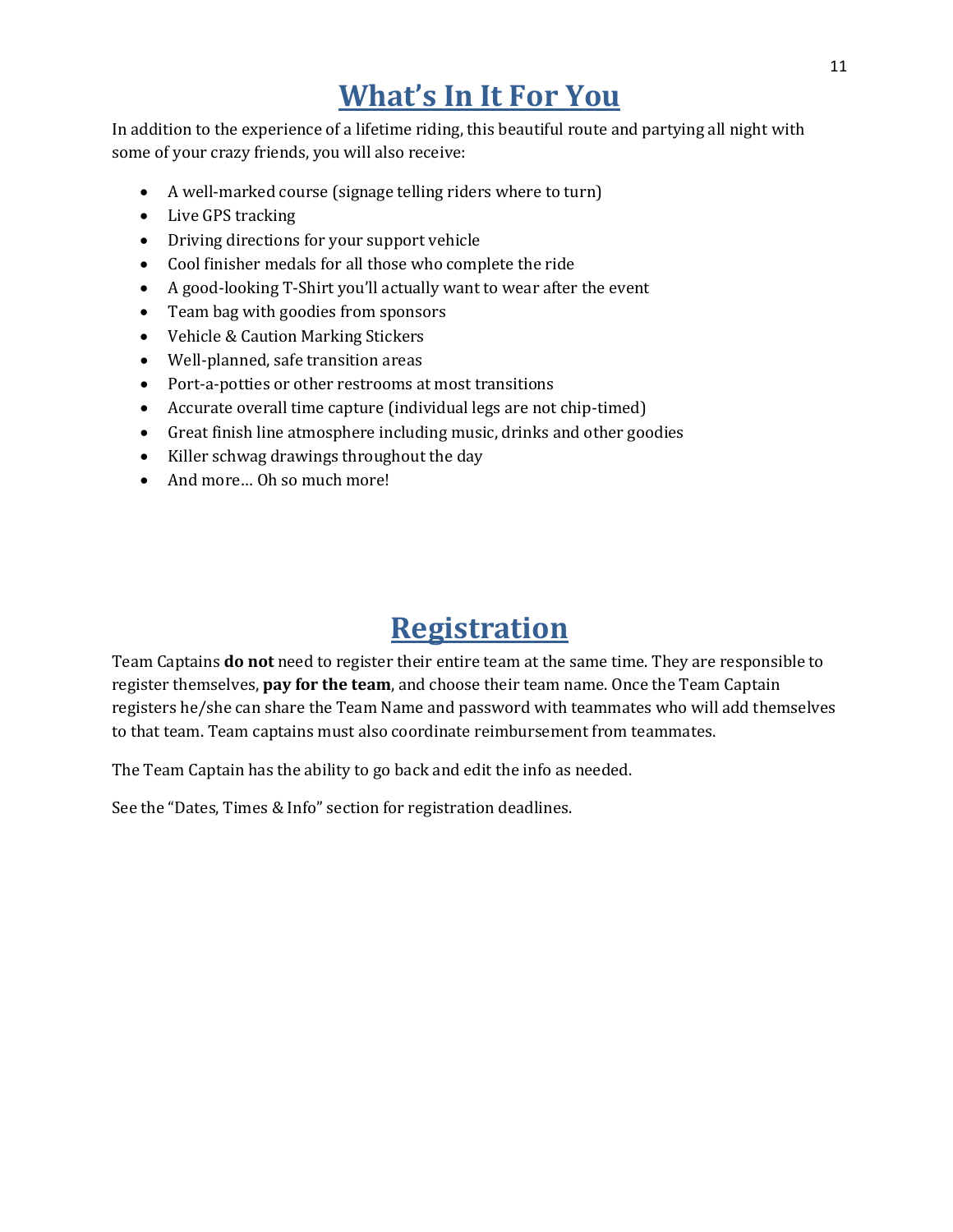# What's In It For You

In addition to the experience of a lifetime riding, this beautiful route and partying all night with some of your crazy friends, you will also receive:

- A well-marked course (signage telling riders where to turn)
- Live GPS tracking
- Driving directions for your support vehicle
- Cool finisher medals for all those who complete the ride
- A good-looking T-Shirt you'll actually want to wear after the event
- Team bag with goodies from sponsors
- Vehicle & Caution Marking Stickers
- Well-planned, safe transition areas
- Port-a-potties or other restrooms at most transitions
- Accurate overall time capture (individual legs are not chip-timed)
- Great finish line atmosphere including music, drinks and other goodies
- Killer schwag drawings throughout the day
- And more… Oh so much more!

# Registration

Team Captains **do not** need to register their entire team at the same time. They are responsible to register themselves, **pay for the team**, and choose their team name. Once the Team Captain registers he/she can share the Team Name and password with teammates who will add themselves to that team. Team captains must also coordinate reimbursement from teammates.

The Team Captain has the ability to go back and edit the info as needed.

See the "Dates, Times & Info" section for registration deadlines.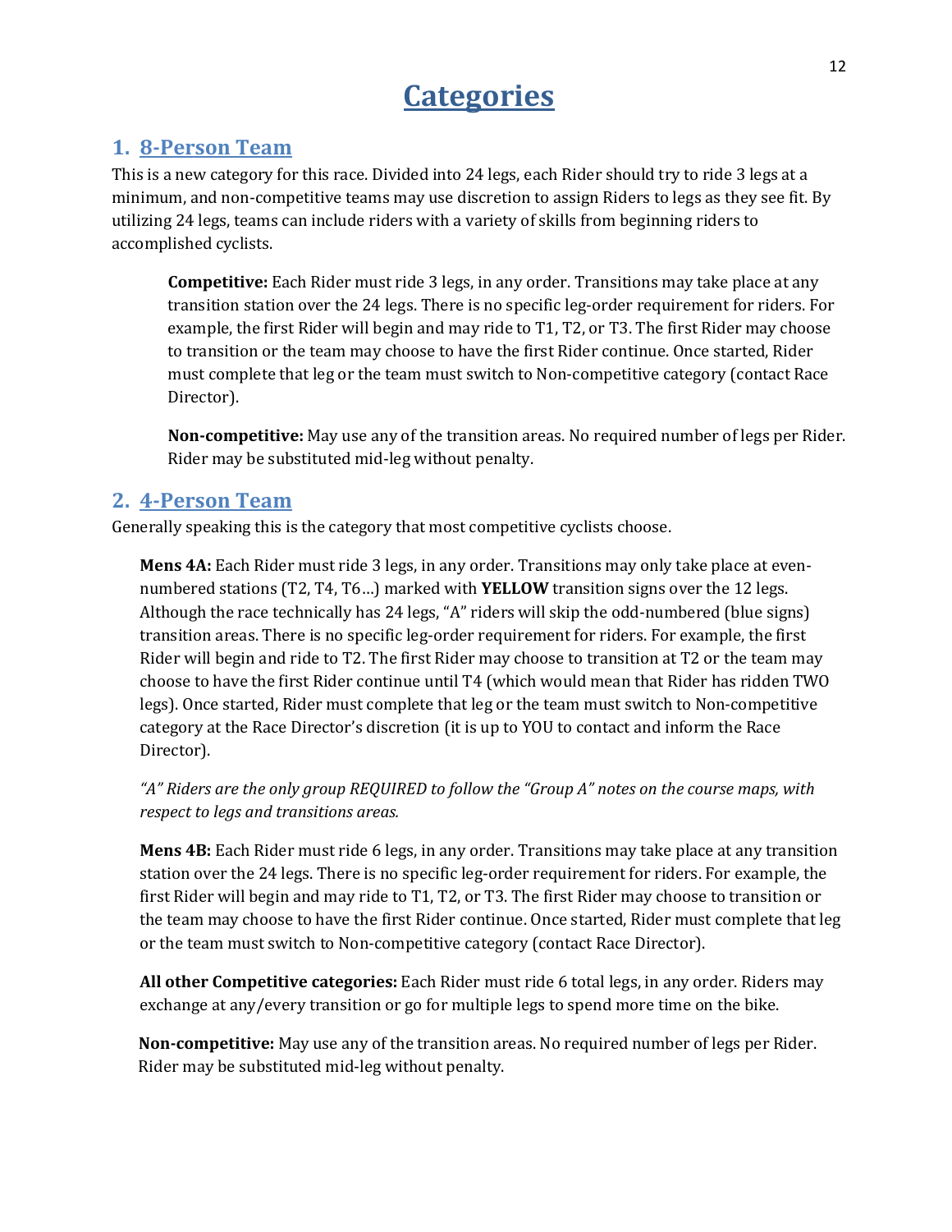# Categories

## 1. 8-Person Team

This is a new category for this race. Divided into 24 legs, each Rider should try to ride 3 legs at a minimum, and non-competitive teams may use discretion to assign Riders to legs as they see fit. By utilizing 24 legs, teams can include riders with a variety of skills from beginning riders to accomplished cyclists.

**Competitive:** Each Rider must ride 3 legs, in any order. Transitions may take place at any transition station over the 24 legs. There is no specific leg-order requirement for riders. For example, the first Rider will begin and may ride to T1, T2, or T3. The first Rider may choose to transition or the team may choose to have the first Rider continue. Once started, Rider must complete that leg or the team must switch to Non-competitive category (contact Race Director).

**Non-competitive:** May use any of the transition areas. No required number of legs per Rider. Rider may be substituted mid-leg without penalty.

## 2. 4-Person Team

Generally speaking this is the category that most competitive cyclists choose.

**Mens 4A:** Each Rider must ride 3 legs, in any order. Transitions may only take place at even-numbered stations (T2, T4, T6…) marked with **YELLOW** transition signs over the 12 legs. Although the race technically has 24 legs, "A" riders will skip the odd-numbered (blue signs) transition areas. There is no specific leg-order requirement for riders. For example, the first Rider will begin and ride to T2. The first Rider may choose to transition at T2 or the team may choose to have the first Rider continue until T4 (which would mean that Rider has ridden TWO legs). Once started, Rider must complete that leg or the team must switch to Non-competitive category at the Race Director's discretion (it is up to YOU to contact and inform the Race Director).

*"A" Riders are the only group REQUIRED to follow the "Group A" notes on the course maps, with respect to legs and transitions areas.*

**Mens 4B:** Each Rider must ride 6 legs, in any order. Transitions may take place at any transition station over the 24 legs. There is no specific leg-order requirement for riders. For example, the first Rider will begin and may ride to T1, T2, or T3. The first Rider may choose to transition or the team may choose to have the first Rider continue. Once started, Rider must complete that leg or the team must switch to Non-competitive category (contact Race Director).

**All other Competitive categories:** Each Rider must ride 6 total legs, in any order. Riders may exchange at any/every transition or go for multiple legs to spend more time on the bike.

**Non-competitive:** May use any of the transition areas. No required number of legs per Rider. Rider may be substituted mid-leg without penalty.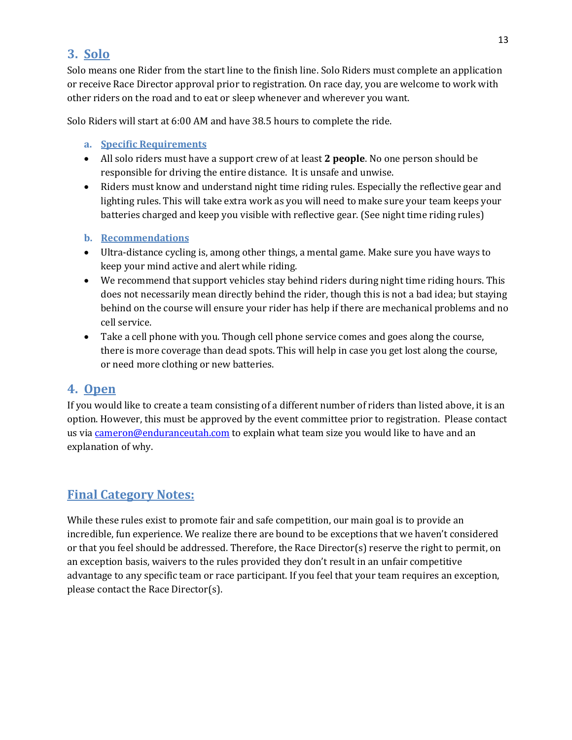## 3. Solo

Solo means one Rider from the start line to the finish line. Solo Riders must complete an application or receive Race Director approval prior to registration. On race day, you are welcome to work with other riders on the road and to eat or sleep whenever and wherever you want.

Solo Riders will start at 6:00 AM and have 38.5 hours to complete the ride.

### a. Specific Requirements

- All solo riders must have a support crew of at least **2 people**. No one person should be responsible for driving the entire distance. It is unsafe and unwise.
- Riders must know and understand night time riding rules. Especially the reflective gear and lighting rules. This will take extra work as you will need to make sure your team keeps your batteries charged and keep you visible with reflective gear. (See night time riding rules)

### b. Recommendations

- Ultra-distance cycling is, among other things, a mental game. Make sure you have ways to keep your mind active and alert while riding.
- We recommend that support vehicles stay behind riders during night time riding hours. This does not necessarily mean directly behind the rider, though this is not a bad idea; but staying behind on the course will ensure your rider has help if there are mechanical problems and no cell service.
- Take a cell phone with you. Though cell phone service comes and goes along the course, there is more coverage than dead spots. This will help in case you get lost along the course, or need more clothing or new batteries.

## 4. Open

If you would like to create a team consisting of a different number of riders than listed above, it is an option. However, this must be approved by the event committee prior to registration. Please contact us via cameron@enduranceutah.com to explain what team size you would like to have and an explanation of why.

## Final Category Notes:

While these rules exist to promote fair and safe competition, our main goal is to provide an incredible, fun experience. We realize there are bound to be exceptions that we haven't considered or that you feel should be addressed. Therefore, the Race Director(s) reserve the right to permit, on an exception basis, waivers to the rules provided they don't result in an unfair competitive advantage to any specific team or race participant. If you feel that your team requires an exception, please contact the Race Director(s).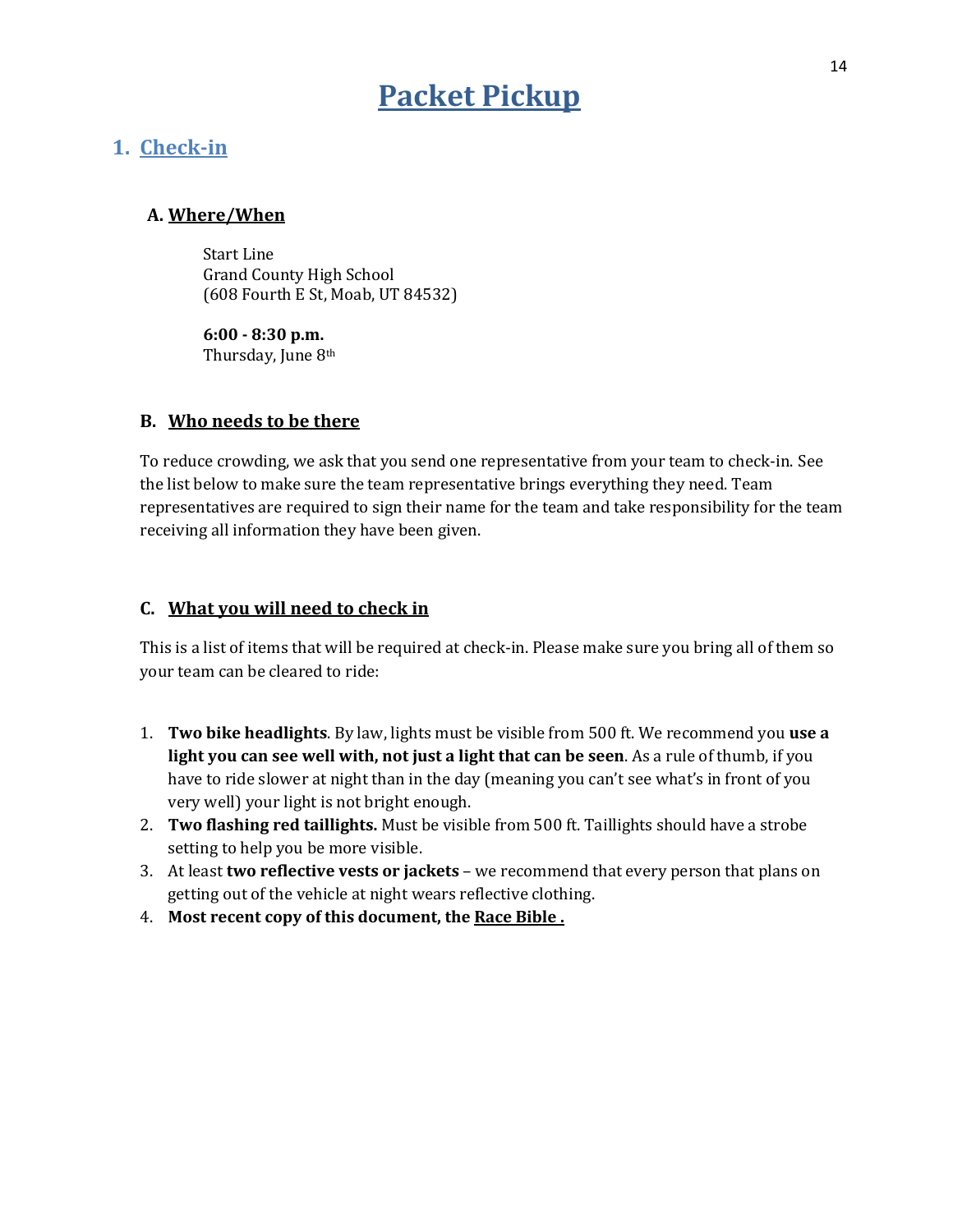# Packet Pickup

## 1. Check-in

### A. Where/When

Start Line
Grand County High School
(608 Fourth E St, Moab, UT 84532)

**6:00 - 8:30 p.m.**
Thursday, June 8th

### B. Who needs to be there

To reduce crowding, we ask that you send one representative from your team to check-in. See the list below to make sure the team representative brings everything they need. Team representatives are required to sign their name for the team and take responsibility for the team receiving all information they have been given.

### C. What you will need to check in

This is a list of items that will be required at check-in. Please make sure you bring all of them so your team can be cleared to ride:

1. **Two bike headlights**. By law, lights must be visible from 500 ft. We recommend you **use a light you can see well with, not just a light that can be seen**. As a rule of thumb, if you have to ride slower at night than in the day (meaning you can't see what's in front of you very well) your light is not bright enough.
2. **Two flashing red taillights.** Must be visible from 500 ft. Taillights should have a strobe setting to help you be more visible.
3. At least **two reflective vests or jackets** – we recommend that every person that plans on getting out of the vehicle at night wears reflective clothing.
4. **Most recent copy of this document, the Race Bible .**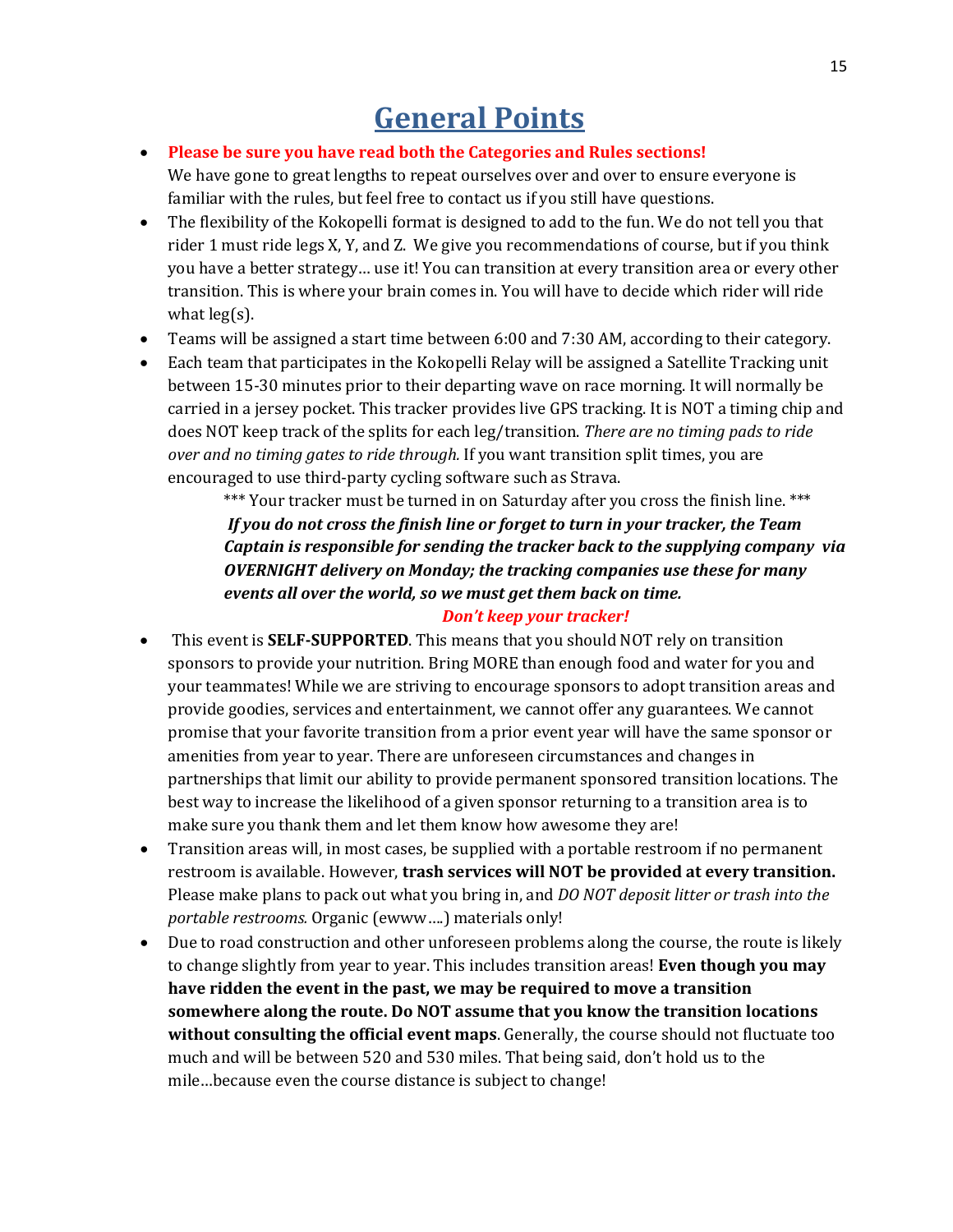# General Points

- **Please be sure you have read both the Categories and Rules sections!** We have gone to great lengths to repeat ourselves over and over to ensure everyone is familiar with the rules, but feel free to contact us if you still have questions.
- The flexibility of the Kokopelli format is designed to add to the fun. We do not tell you that rider 1 must ride legs X, Y, and Z. We give you recommendations of course, but if you think you have a better strategy… use it! You can transition at every transition area or every other transition. This is where your brain comes in. You will have to decide which rider will ride what leg(s).
- Teams will be assigned a start time between 6:00 and 7:30 AM, according to their category.
- Each team that participates in the Kokopelli Relay will be assigned a Satellite Tracking unit between 15-30 minutes prior to their departing wave on race morning. It will normally be carried in a jersey pocket. This tracker provides live GPS tracking. It is NOT a timing chip and does NOT keep track of the splits for each leg/transition. *There are no timing pads to ride over and no timing gates to ride through.* If you want transition split times, you are encouraged to use third-party cycling software such as Strava.

  \*\*\* Your tracker must be turned in on Saturday after you cross the finish line. \*\*\*

  ***If you do not cross the finish line or forget to turn in your tracker, the Team Captain is responsible for sending the tracker back to the supplying company via OVERNIGHT delivery on Monday; the tracking companies use these for many events all over the world, so we must get them back on time.***

  ***Don't keep your tracker!***

- This event is **SELF-SUPPORTED**. This means that you should NOT rely on transition sponsors to provide your nutrition. Bring MORE than enough food and water for you and your teammates! While we are striving to encourage sponsors to adopt transition areas and provide goodies, services and entertainment, we cannot offer any guarantees. We cannot promise that your favorite transition from a prior event year will have the same sponsor or amenities from year to year. There are unforeseen circumstances and changes in partnerships that limit our ability to provide permanent sponsored transition locations. The best way to increase the likelihood of a given sponsor returning to a transition area is to make sure you thank them and let them know how awesome they are!
- Transition areas will, in most cases, be supplied with a portable restroom if no permanent restroom is available. However, **trash services will NOT be provided at every transition.** Please make plans to pack out what you bring in, and *DO NOT deposit litter or trash into the portable restrooms.* Organic (ewww….) materials only!
- Due to road construction and other unforeseen problems along the course, the route is likely to change slightly from year to year. This includes transition areas! **Even though you may have ridden the event in the past, we may be required to move a transition somewhere along the route. Do NOT assume that you know the transition locations without consulting the official event maps**. Generally, the course should not fluctuate too much and will be between 520 and 530 miles. That being said, don't hold us to the mile…because even the course distance is subject to change!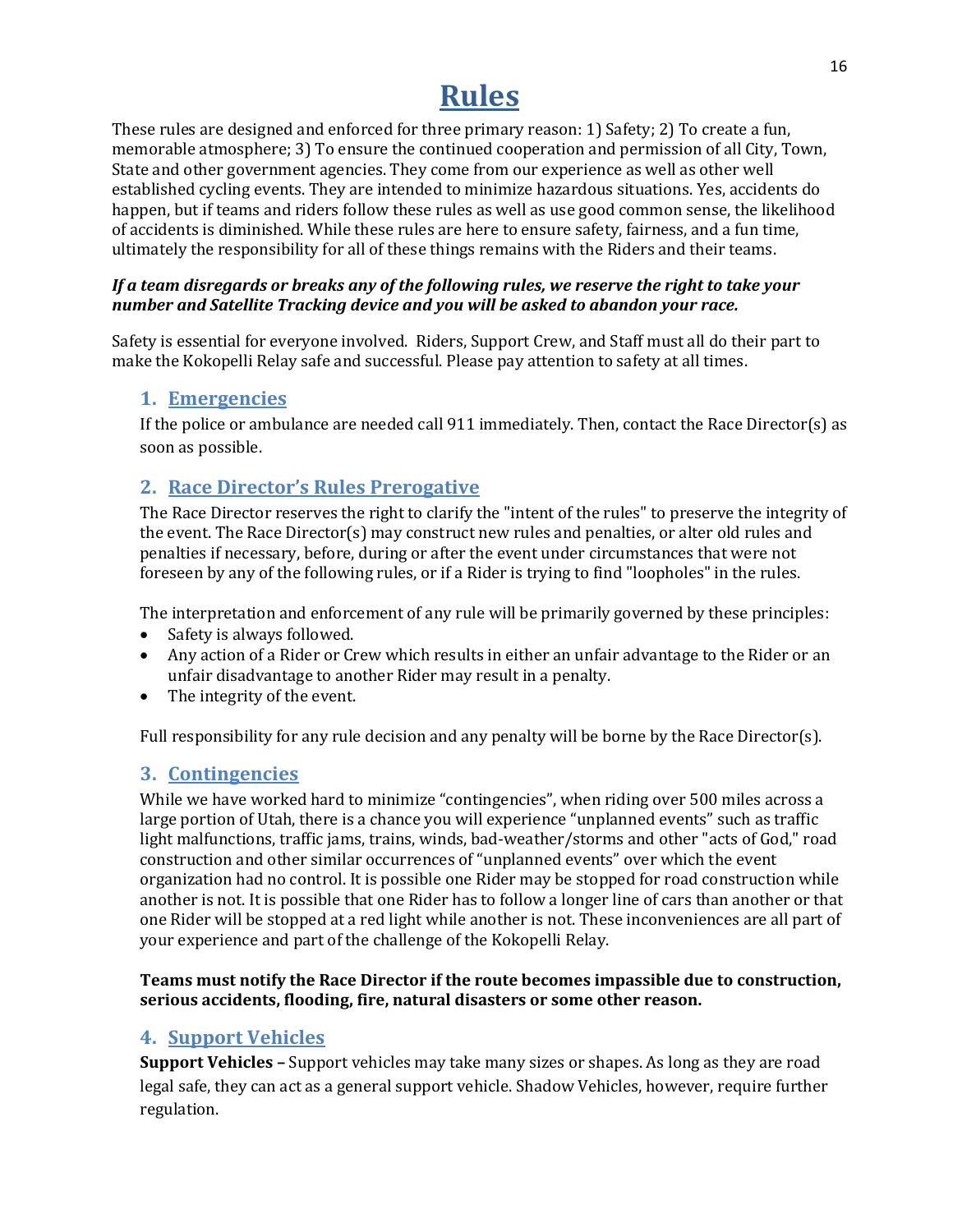# Rules

These rules are designed and enforced for three primary reason: 1) Safety; 2) To create a fun, memorable atmosphere; 3) To ensure the continued cooperation and permission of all City, Town, State and other government agencies. They come from our experience as well as other well established cycling events. They are intended to minimize hazardous situations. Yes, accidents do happen, but if teams and riders follow these rules as well as use good common sense, the likelihood of accidents is diminished. While these rules are here to ensure safety, fairness, and a fun time, ultimately the responsibility for all of these things remains with the Riders and their teams.

***If a team disregards or breaks any of the following rules, we reserve the right to take your number and Satellite Tracking device and you will be asked to abandon your race.***

Safety is essential for everyone involved. Riders, Support Crew, and Staff must all do their part to make the Kokopelli Relay safe and successful. Please pay attention to safety at all times.

## 1. Emergencies

If the police or ambulance are needed call 911 immediately. Then, contact the Race Director(s) as soon as possible.

## 2. Race Director's Rules Prerogative

The Race Director reserves the right to clarify the "intent of the rules" to preserve the integrity of the event. The Race Director(s) may construct new rules and penalties, or alter old rules and penalties if necessary, before, during or after the event under circumstances that were not foreseen by any of the following rules, or if a Rider is trying to find "loopholes" in the rules.

The interpretation and enforcement of any rule will be primarily governed by these principles:

- Safety is always followed.
- Any action of a Rider or Crew which results in either an unfair advantage to the Rider or an unfair disadvantage to another Rider may result in a penalty.
- The integrity of the event.

Full responsibility for any rule decision and any penalty will be borne by the Race Director(s).

## 3. Contingencies

While we have worked hard to minimize "contingencies", when riding over 500 miles across a large portion of Utah, there is a chance you will experience "unplanned events" such as traffic light malfunctions, traffic jams, trains, winds, bad-weather/storms and other "acts of God," road construction and other similar occurrences of "unplanned events" over which the event organization had no control. It is possible one Rider may be stopped for road construction while another is not. It is possible that one Rider has to follow a longer line of cars than another or that one Rider will be stopped at a red light while another is not. These inconveniences are all part of your experience and part of the challenge of the Kokopelli Relay.

**Teams must notify the Race Director if the route becomes impassible due to construction, serious accidents, flooding, fire, natural disasters or some other reason.**

## 4. Support Vehicles

**Support Vehicles –** Support vehicles may take many sizes or shapes. As long as they are road legal safe, they can act as a general support vehicle. Shadow Vehicles, however, require further regulation.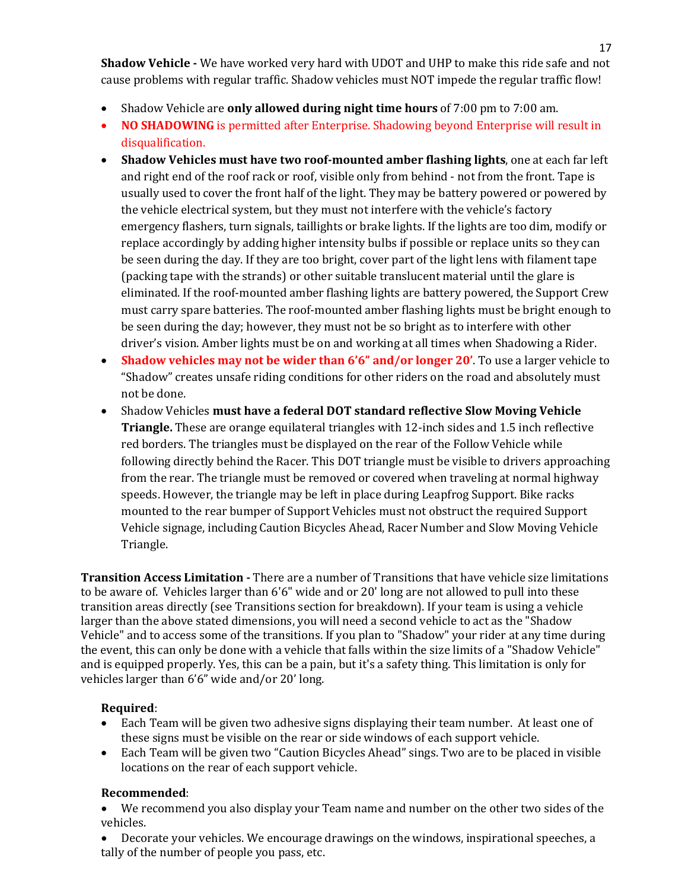**Shadow Vehicle -** We have worked very hard with UDOT and UHP to make this ride safe and not cause problems with regular traffic. Shadow vehicles must NOT impede the regular traffic flow!

- Shadow Vehicle are **only allowed during night time hours** of 7:00 pm to 7:00 am.
- **NO SHADOWING** is permitted after Enterprise. Shadowing beyond Enterprise will result in disqualification.
- **Shadow Vehicles must have two roof-mounted amber flashing lights**, one at each far left and right end of the roof rack or roof, visible only from behind - not from the front. Tape is usually used to cover the front half of the light. They may be battery powered or powered by the vehicle electrical system, but they must not interfere with the vehicle's factory emergency flashers, turn signals, taillights or brake lights. If the lights are too dim, modify or replace accordingly by adding higher intensity bulbs if possible or replace units so they can be seen during the day. If they are too bright, cover part of the light lens with filament tape (packing tape with the strands) or other suitable translucent material until the glare is eliminated. If the roof-mounted amber flashing lights are battery powered, the Support Crew must carry spare batteries. The roof-mounted amber flashing lights must be bright enough to be seen during the day; however, they must not be so bright as to interfere with other driver's vision. Amber lights must be on and working at all times when Shadowing a Rider.
- **Shadow vehicles may not be wider than 6'6" and/or longer 20'**. To use a larger vehicle to "Shadow" creates unsafe riding conditions for other riders on the road and absolutely must not be done.
- Shadow Vehicles **must have a federal DOT standard reflective Slow Moving Vehicle Triangle.** These are orange equilateral triangles with 12-inch sides and 1.5 inch reflective red borders. The triangles must be displayed on the rear of the Follow Vehicle while following directly behind the Racer. This DOT triangle must be visible to drivers approaching from the rear. The triangle must be removed or covered when traveling at normal highway speeds. However, the triangle may be left in place during Leapfrog Support. Bike racks mounted to the rear bumper of Support Vehicles must not obstruct the required Support Vehicle signage, including Caution Bicycles Ahead, Racer Number and Slow Moving Vehicle Triangle.

**Transition Access Limitation -** There are a number of Transitions that have vehicle size limitations to be aware of. Vehicles larger than 6'6" wide and or 20' long are not allowed to pull into these transition areas directly (see Transitions section for breakdown). If your team is using a vehicle larger than the above stated dimensions, you will need a second vehicle to act as the "Shadow Vehicle" and to access some of the transitions. If you plan to "Shadow" your rider at any time during the event, this can only be done with a vehicle that falls within the size limits of a "Shadow Vehicle" and is equipped properly. Yes, this can be a pain, but it's a safety thing. This limitation is only for vehicles larger than 6'6" wide and/or 20' long.

**Required**:

- Each Team will be given two adhesive signs displaying their team number. At least one of these signs must be visible on the rear or side windows of each support vehicle.
- Each Team will be given two "Caution Bicycles Ahead" sings. Two are to be placed in visible locations on the rear of each support vehicle.

**Recommended**:

- We recommend you also display your Team name and number on the other two sides of the vehicles.
- Decorate your vehicles. We encourage drawings on the windows, inspirational speeches, a tally of the number of people you pass, etc.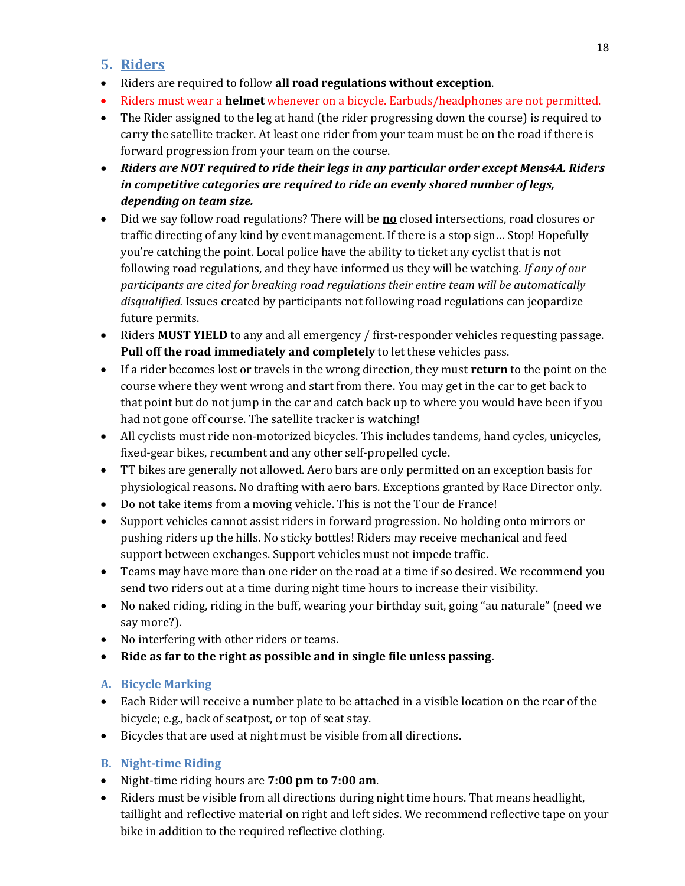## 5. Riders

- Riders are required to follow **all road regulations without exception**.
- Riders must wear a **helmet** whenever on a bicycle. Earbuds/headphones are not permitted.
- The Rider assigned to the leg at hand (the rider progressing down the course) is required to carry the satellite tracker. At least one rider from your team must be on the road if there is forward progression from your team on the course.
- ***Riders are NOT required to ride their legs in any particular order except Mens4A. Riders in competitive categories are required to ride an evenly shared number of legs, depending on team size.***
- Did we say follow road regulations? There will be **no** closed intersections, road closures or traffic directing of any kind by event management. If there is a stop sign… Stop! Hopefully you're catching the point. Local police have the ability to ticket any cyclist that is not following road regulations, and they have informed us they will be watching. *If any of our participants are cited for breaking road regulations their entire team will be automatically disqualified.* Issues created by participants not following road regulations can jeopardize future permits.
- Riders **MUST YIELD** to any and all emergency / first-responder vehicles requesting passage. **Pull off the road immediately and completely** to let these vehicles pass.
- If a rider becomes lost or travels in the wrong direction, they must **return** to the point on the course where they went wrong and start from there. You may get in the car to get back to that point but do not jump in the car and catch back up to where you would have been if you had not gone off course. The satellite tracker is watching!
- All cyclists must ride non-motorized bicycles. This includes tandems, hand cycles, unicycles, fixed-gear bikes, recumbent and any other self-propelled cycle.
- TT bikes are generally not allowed. Aero bars are only permitted on an exception basis for physiological reasons. No drafting with aero bars. Exceptions granted by Race Director only.
- Do not take items from a moving vehicle. This is not the Tour de France!
- Support vehicles cannot assist riders in forward progression. No holding onto mirrors or pushing riders up the hills. No sticky bottles! Riders may receive mechanical and feed support between exchanges. Support vehicles must not impede traffic.
- Teams may have more than one rider on the road at a time if so desired. We recommend you send two riders out at a time during night time hours to increase their visibility.
- No naked riding, riding in the buff, wearing your birthday suit, going "au naturale" (need we say more?).
- No interfering with other riders or teams.
- **Ride as far to the right as possible and in single file unless passing.**

### A. Bicycle Marking

- Each Rider will receive a number plate to be attached in a visible location on the rear of the bicycle; e.g., back of seatpost, or top of seat stay.
- Bicycles that are used at night must be visible from all directions.

### B. Night-time Riding

- Night-time riding hours are **7:00 pm to 7:00 am**.
- Riders must be visible from all directions during night time hours. That means headlight, taillight and reflective material on right and left sides. We recommend reflective tape on your bike in addition to the required reflective clothing.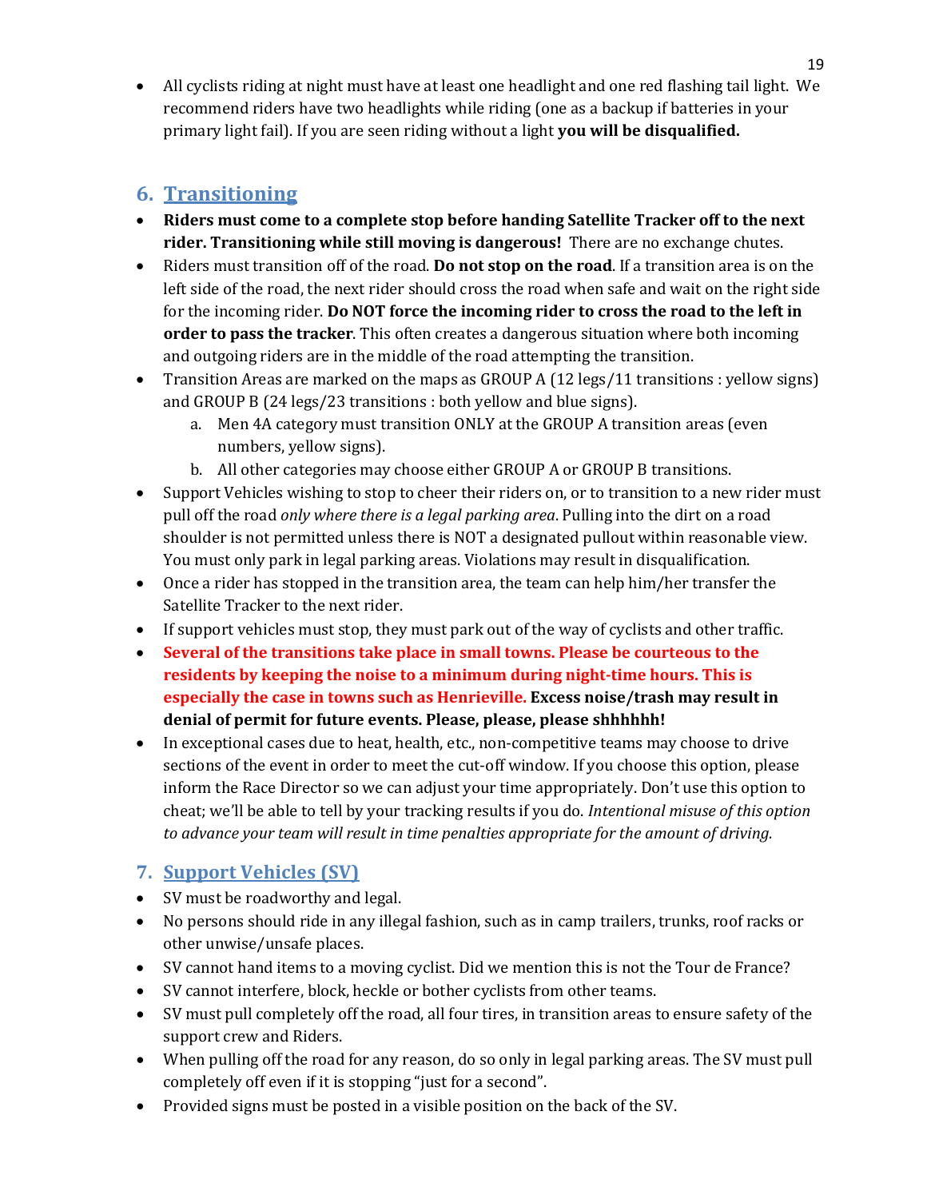- All cyclists riding at night must have at least one headlight and one red flashing tail light. We recommend riders have two headlights while riding (one as a backup if batteries in your primary light fail). If you are seen riding without a light **you will be disqualified.**

## 6. Transitioning

- **Riders must come to a complete stop before handing Satellite Tracker off to the next rider. Transitioning while still moving is dangerous!** There are no exchange chutes.
- Riders must transition off of the road. **Do not stop on the road**. If a transition area is on the left side of the road, the next rider should cross the road when safe and wait on the right side for the incoming rider. **Do NOT force the incoming rider to cross the road to the left in order to pass the tracker**. This often creates a dangerous situation where both incoming and outgoing riders are in the middle of the road attempting the transition.
- Transition Areas are marked on the maps as GROUP A (12 legs/11 transitions : yellow signs) and GROUP B (24 legs/23 transitions : both yellow and blue signs).
  a. Men 4A category must transition ONLY at the GROUP A transition areas (even numbers, yellow signs).
  b. All other categories may choose either GROUP A or GROUP B transitions.
- Support Vehicles wishing to stop to cheer their riders on, or to transition to a new rider must pull off the road *only where there is a legal parking area*. Pulling into the dirt on a road shoulder is not permitted unless there is NOT a designated pullout within reasonable view. You must only park in legal parking areas. Violations may result in disqualification.
- Once a rider has stopped in the transition area, the team can help him/her transfer the Satellite Tracker to the next rider.
- If support vehicles must stop, they must park out of the way of cyclists and other traffic.
- **Several of the transitions take place in small towns. Please be courteous to the residents by keeping the noise to a minimum during night-time hours. This is especially the case in towns such as Henrieville. Excess noise/trash may result in denial of permit for future events. Please, please, please shhhhhh!**
- In exceptional cases due to heat, health, etc., non-competitive teams may choose to drive sections of the event in order to meet the cut-off window. If you choose this option, please inform the Race Director so we can adjust your time appropriately. Don't use this option to cheat; we'll be able to tell by your tracking results if you do. *Intentional misuse of this option to advance your team will result in time penalties appropriate for the amount of driving.*

## 7. Support Vehicles (SV)

- SV must be roadworthy and legal.
- No persons should ride in any illegal fashion, such as in camp trailers, trunks, roof racks or other unwise/unsafe places.
- SV cannot hand items to a moving cyclist. Did we mention this is not the Tour de France?
- SV cannot interfere, block, heckle or bother cyclists from other teams.
- SV must pull completely off the road, all four tires, in transition areas to ensure safety of the support crew and Riders.
- When pulling off the road for any reason, do so only in legal parking areas. The SV must pull completely off even if it is stopping "just for a second".
- Provided signs must be posted in a visible position on the back of the SV.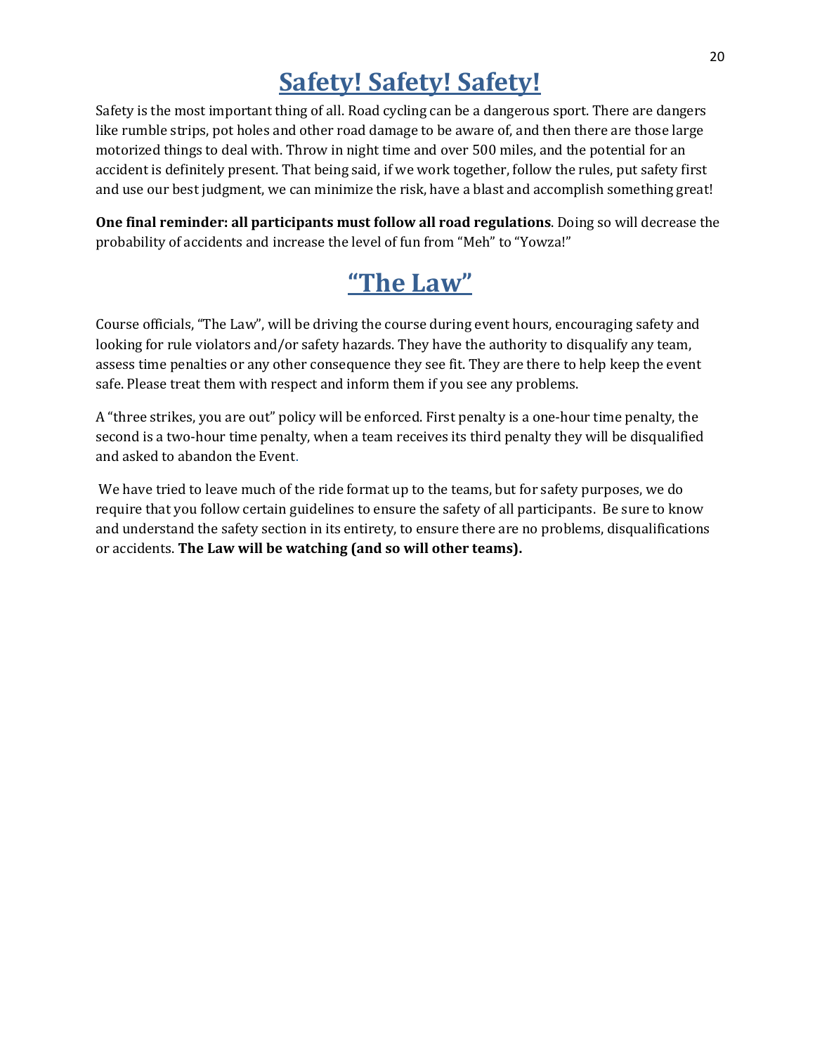# Safety! Safety! Safety!

Safety is the most important thing of all. Road cycling can be a dangerous sport. There are dangers like rumble strips, pot holes and other road damage to be aware of, and then there are those large motorized things to deal with. Throw in night time and over 500 miles, and the potential for an accident is definitely present. That being said, if we work together, follow the rules, put safety first and use our best judgment, we can minimize the risk, have a blast and accomplish something great!

**One final reminder: all participants must follow all road regulations**. Doing so will decrease the probability of accidents and increase the level of fun from "Meh" to "Yowza!"

# "The Law"

Course officials, "The Law", will be driving the course during event hours, encouraging safety and looking for rule violators and/or safety hazards. They have the authority to disqualify any team, assess time penalties or any other consequence they see fit. They are there to help keep the event safe. Please treat them with respect and inform them if you see any problems.

A "three strikes, you are out" policy will be enforced. First penalty is a one-hour time penalty, the second is a two-hour time penalty, when a team receives its third penalty they will be disqualified and asked to abandon the Event.

We have tried to leave much of the ride format up to the teams, but for safety purposes, we do require that you follow certain guidelines to ensure the safety of all participants. Be sure to know and understand the safety section in its entirety, to ensure there are no problems, disqualifications or accidents. **The Law will be watching (and so will other teams).**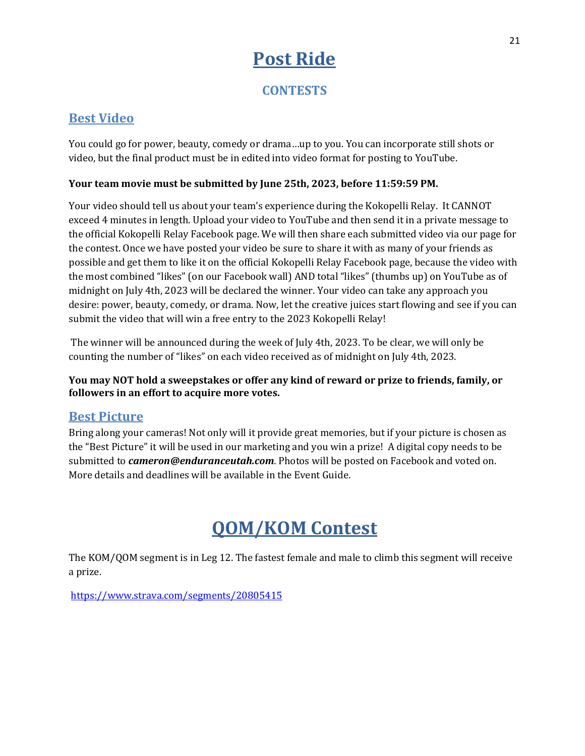# Post Ride

## CONTESTS

### Best Video

You could go for power, beauty, comedy or drama…up to you. You can incorporate still shots or video, but the final product must be in edited into video format for posting to YouTube.

**Your team movie must be submitted by June 25th, 2023, before 11:59:59 PM.**

Your video should tell us about your team's experience during the Kokopelli Relay. It CANNOT exceed 4 minutes in length. Upload your video to YouTube and then send it in a private message to the official Kokopelli Relay Facebook page. We will then share each submitted video via our page for the contest. Once we have posted your video be sure to share it with as many of your friends as possible and get them to like it on the official Kokopelli Relay Facebook page, because the video with the most combined "likes" (on our Facebook wall) AND total "likes" (thumbs up) on YouTube as of midnight on July 4th, 2023 will be declared the winner. Your video can take any approach you desire: power, beauty, comedy, or drama. Now, let the creative juices start flowing and see if you can submit the video that will win a free entry to the 2023 Kokopelli Relay!

The winner will be announced during the week of July 4th, 2023. To be clear, we will only be counting the number of "likes" on each video received as of midnight on July 4th, 2023.

**You may NOT hold a sweepstakes or offer any kind of reward or prize to friends, family, or followers in an effort to acquire more votes.**

### Best Picture

Bring along your cameras! Not only will it provide great memories, but if your picture is chosen as the "Best Picture" it will be used in our marketing and you win a prize! A digital copy needs to be submitted to ***cameron@enduranceutah.com***. Photos will be posted on Facebook and voted on. More details and deadlines will be available in the Event Guide.

# QOM/KOM Contest

The KOM/QOM segment is in Leg 12. The fastest female and male to climb this segment will receive a prize.

https://www.strava.com/segments/20805415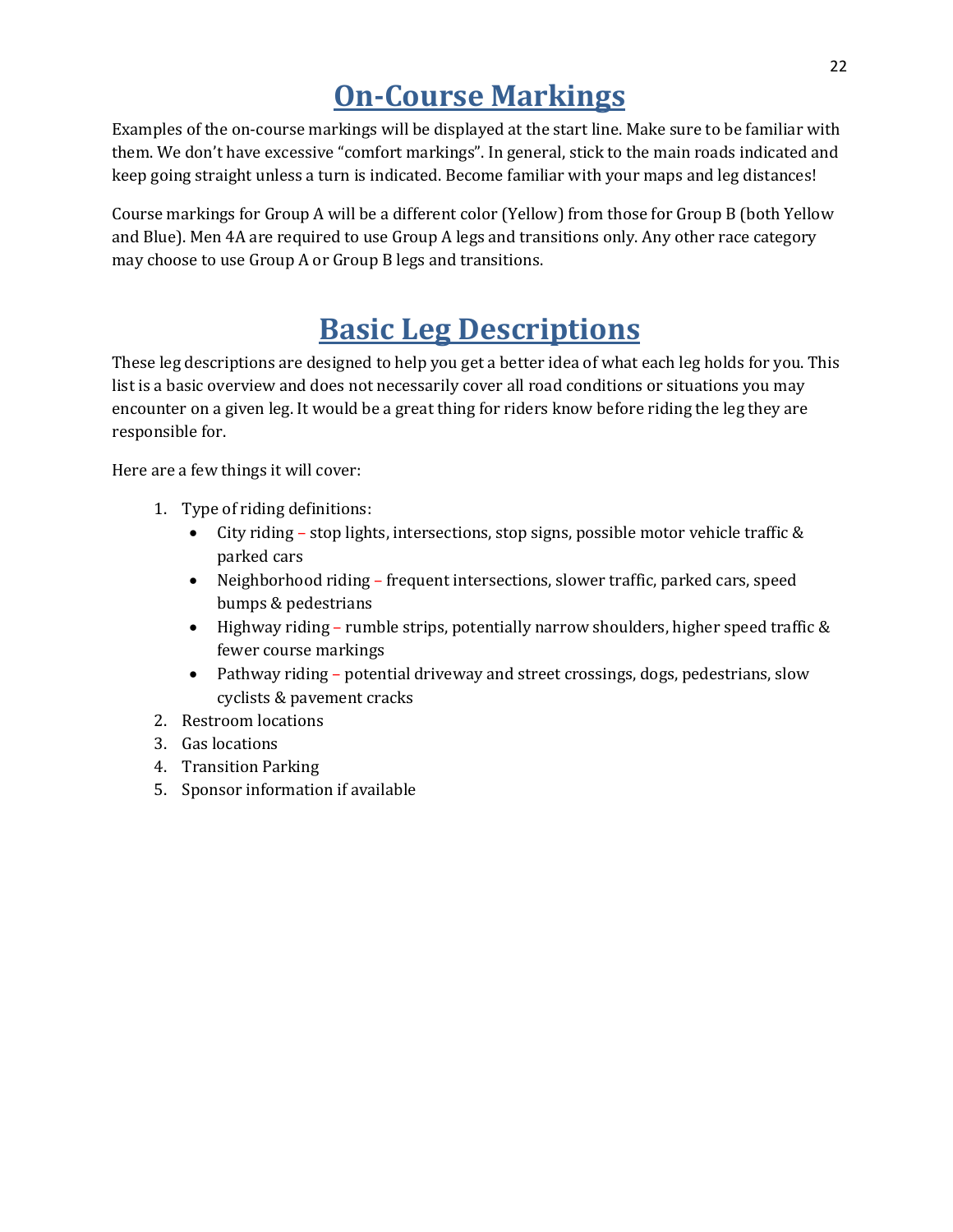# On-Course Markings

Examples of the on-course markings will be displayed at the start line. Make sure to be familiar with them. We don't have excessive "comfort markings". In general, stick to the main roads indicated and keep going straight unless a turn is indicated. Become familiar with your maps and leg distances!

Course markings for Group A will be a different color (Yellow) from those for Group B (both Yellow and Blue). Men 4A are required to use Group A legs and transitions only. Any other race category may choose to use Group A or Group B legs and transitions.

# Basic Leg Descriptions

These leg descriptions are designed to help you get a better idea of what each leg holds for you. This list is a basic overview and does not necessarily cover all road conditions or situations you may encounter on a given leg. It would be a great thing for riders know before riding the leg they are responsible for.

Here are a few things it will cover:

1. Type of riding definitions:
   - City riding – stop lights, intersections, stop signs, possible motor vehicle traffic & parked cars
   - Neighborhood riding – frequent intersections, slower traffic, parked cars, speed bumps & pedestrians
   - Highway riding – rumble strips, potentially narrow shoulders, higher speed traffic & fewer course markings
   - Pathway riding – potential driveway and street crossings, dogs, pedestrians, slow cyclists & pavement cracks
2. Restroom locations
3. Gas locations
4. Transition Parking
5. Sponsor information if available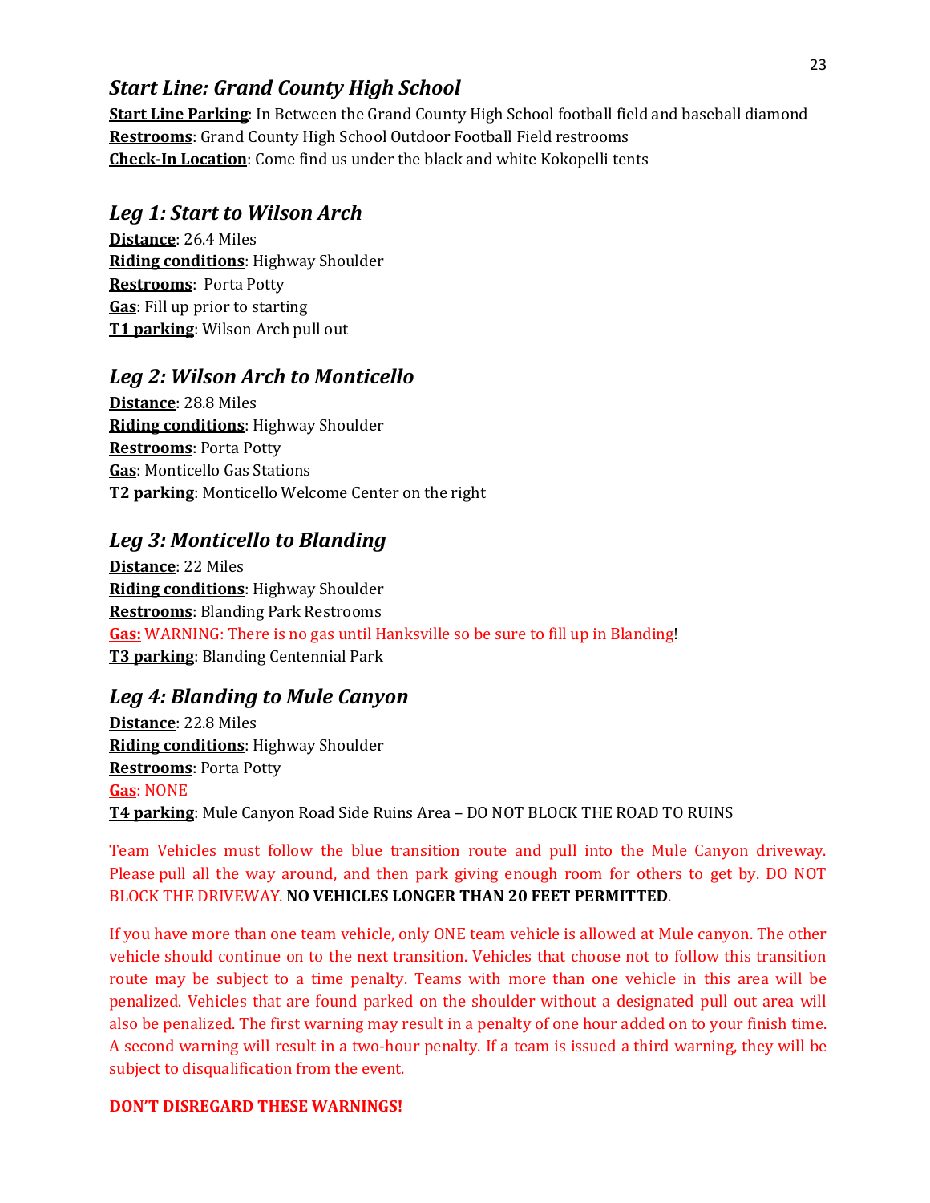## *Start Line: Grand County High School*

**Start Line Parking**: In Between the Grand County High School football field and baseball diamond
**Restrooms**: Grand County High School Outdoor Football Field restrooms
**Check-In Location**: Come find us under the black and white Kokopelli tents

## *Leg 1: Start to Wilson Arch*

**Distance**: 26.4 Miles
**Riding conditions**: Highway Shoulder
**Restrooms**: Porta Potty
**Gas**: Fill up prior to starting
**T1 parking**: Wilson Arch pull out

## *Leg 2: Wilson Arch to Monticello*

**Distance**: 28.8 Miles
**Riding conditions**: Highway Shoulder
**Restrooms**: Porta Potty
**Gas**: Monticello Gas Stations
**T2 parking**: Monticello Welcome Center on the right

## *Leg 3: Monticello to Blanding*

**Distance**: 22 Miles
**Riding conditions**: Highway Shoulder
**Restrooms**: Blanding Park Restrooms
**Gas:** WARNING: There is no gas until Hanksville so be sure to fill up in Blanding!
**T3 parking**: Blanding Centennial Park

## *Leg 4: Blanding to Mule Canyon*

**Distance**: 22.8 Miles
**Riding conditions**: Highway Shoulder
**Restrooms**: Porta Potty
**Gas**: NONE
**T4 parking**: Mule Canyon Road Side Ruins Area – DO NOT BLOCK THE ROAD TO RUINS

Team Vehicles must follow the blue transition route and pull into the Mule Canyon driveway. Please pull all the way around, and then park giving enough room for others to get by. DO NOT BLOCK THE DRIVEWAY. **NO VEHICLES LONGER THAN 20 FEET PERMITTED**.

If you have more than one team vehicle, only ONE team vehicle is allowed at Mule canyon. The other vehicle should continue on to the next transition. Vehicles that choose not to follow this transition route may be subject to a time penalty. Teams with more than one vehicle in this area will be penalized. Vehicles that are found parked on the shoulder without a designated pull out area will also be penalized. The first warning may result in a penalty of one hour added on to your finish time. A second warning will result in a two-hour penalty. If a team is issued a third warning, they will be subject to disqualification from the event.

**DON'T DISREGARD THESE WARNINGS!**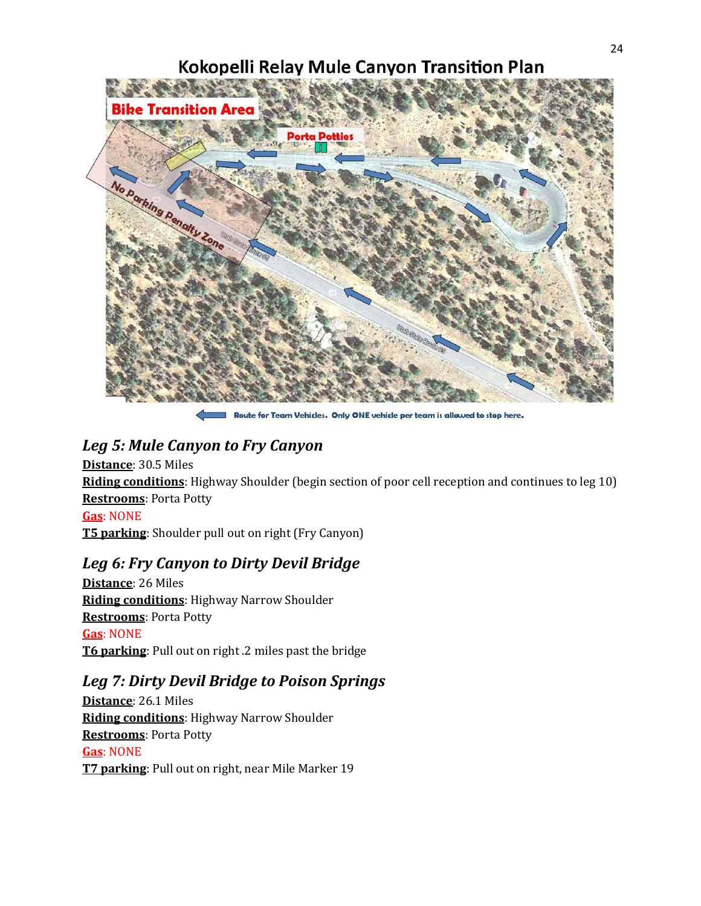# Kokopelli Relay Mule Canyon Transition Plan

Bike Transition Area

Porta Potties

No Parking Penalty Zone

Route for Team Vehicles. Only ONE vehicle per team is allowed to stop here.

## *Leg 5: Mule Canyon to Fry Canyon*

**Distance**: 30.5 Miles
**Riding conditions**: Highway Shoulder (begin section of poor cell reception and continues to leg 10)
**Restrooms**: Porta Potty
**Gas**: NONE
**T5 parking**: Shoulder pull out on right (Fry Canyon)

## *Leg 6: Fry Canyon to Dirty Devil Bridge*

**Distance**: 26 Miles
**Riding conditions**: Highway Narrow Shoulder
**Restrooms**: Porta Potty
**Gas**: NONE
**T6 parking**: Pull out on right .2 miles past the bridge

## *Leg 7: Dirty Devil Bridge to Poison Springs*

**Distance**: 26.1 Miles
**Riding conditions**: Highway Narrow Shoulder
**Restrooms**: Porta Potty
**Gas**: NONE
**T7 parking**: Pull out on right, near Mile Marker 19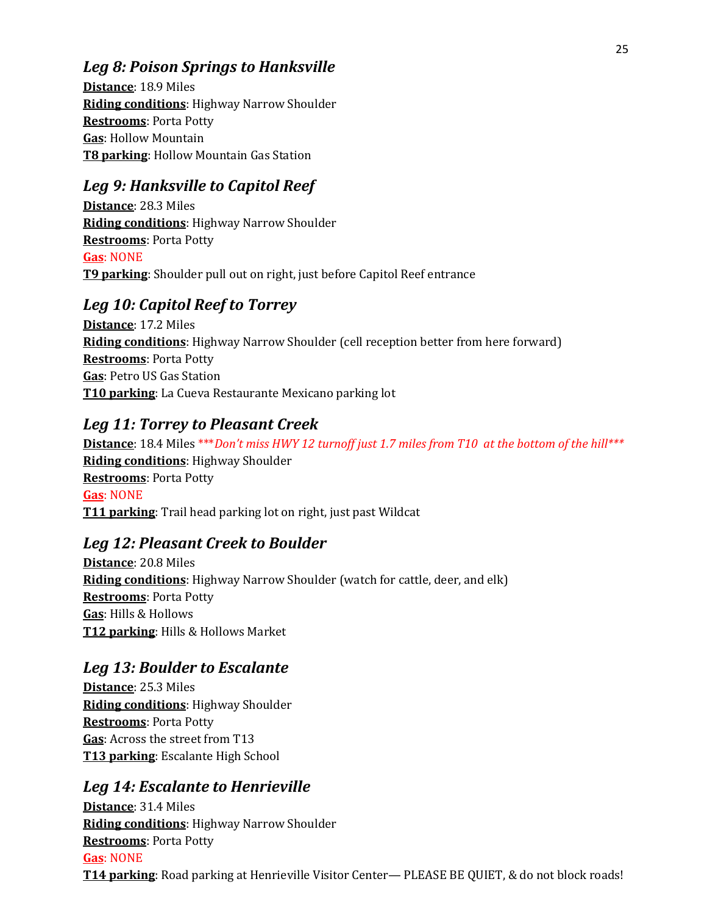### *Leg 8: Poison Springs to Hanksville*

**Distance**: 18.9 Miles
**Riding conditions**: Highway Narrow Shoulder
**Restrooms**: Porta Potty
**Gas**: Hollow Mountain
**T8 parking**: Hollow Mountain Gas Station

### *Leg 9: Hanksville to Capitol Reef*

**Distance**: 28.3 Miles
**Riding conditions**: Highway Narrow Shoulder
**Restrooms**: Porta Potty
**Gas**: NONE
**T9 parking**: Shoulder pull out on right, just before Capitol Reef entrance

### *Leg 10: Capitol Reef to Torrey*

**Distance**: 17.2 Miles
**Riding conditions**: Highway Narrow Shoulder (cell reception better from here forward)
**Restrooms**: Porta Potty
**Gas**: Petro US Gas Station
**T10 parking**: La Cueva Restaurante Mexicano parking lot

### *Leg 11: Torrey to Pleasant Creek*

**Distance**: 18.4 Miles ****Don't miss HWY 12 turnoff just 1.7 miles from T10 at the bottom of the hill****
**Riding conditions**: Highway Shoulder
**Restrooms**: Porta Potty
**Gas**: NONE
**T11 parking**: Trail head parking lot on right, just past Wildcat

### *Leg 12: Pleasant Creek to Boulder*

**Distance**: 20.8 Miles
**Riding conditions**: Highway Narrow Shoulder (watch for cattle, deer, and elk)
**Restrooms**: Porta Potty
**Gas**: Hills & Hollows
**T12 parking**: Hills & Hollows Market

### *Leg 13: Boulder to Escalante*

**Distance**: 25.3 Miles
**Riding conditions**: Highway Shoulder
**Restrooms**: Porta Potty
**Gas**: Across the street from T13
**T13 parking**: Escalante High School

### *Leg 14: Escalante to Henrieville*

**Distance**: 31.4 Miles
**Riding conditions**: Highway Narrow Shoulder
**Restrooms**: Porta Potty
**Gas**: NONE
**T14 parking**: Road parking at Henrieville Visitor Center— PLEASE BE QUIET, & do not block roads!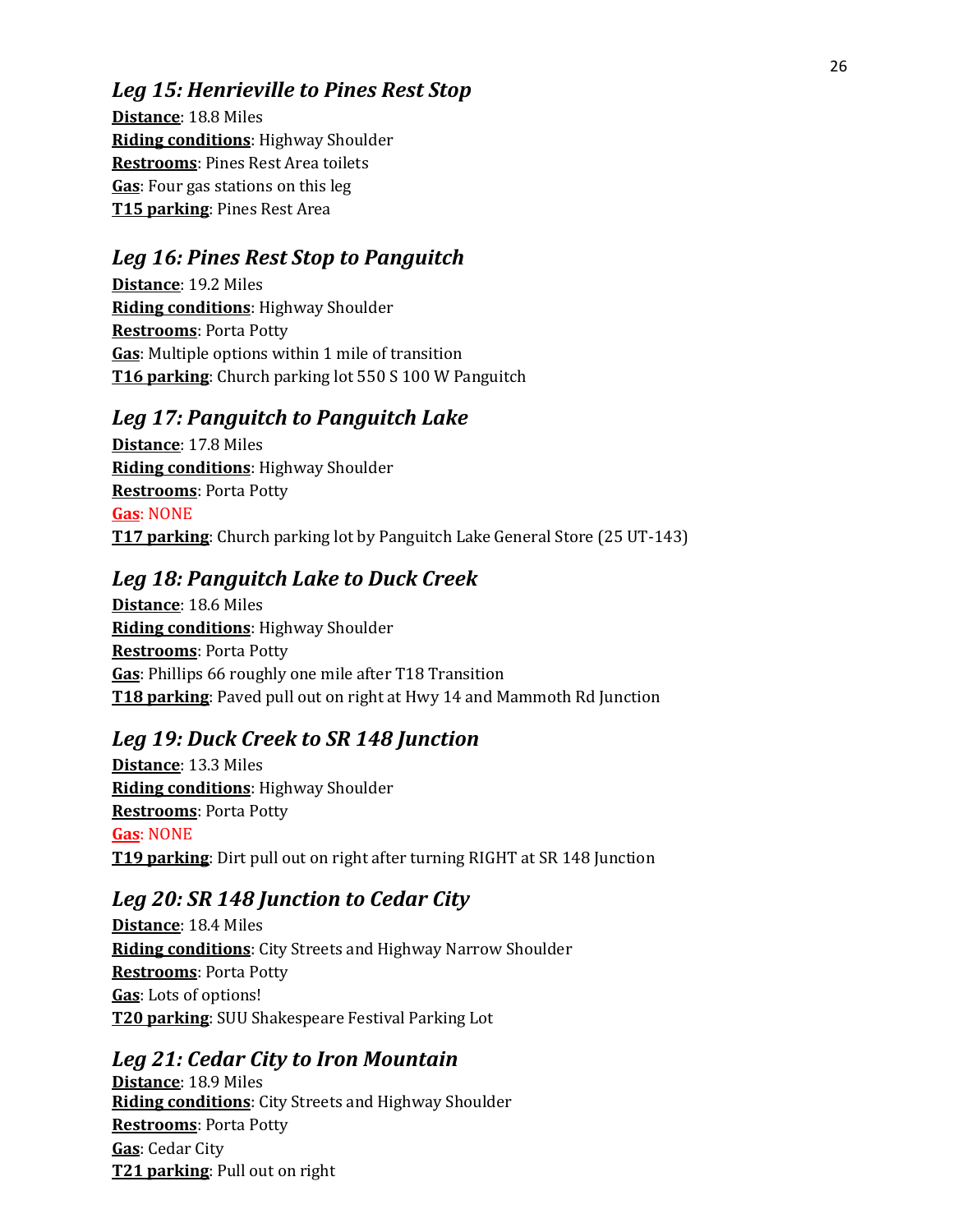### *Leg 15: Henrieville to Pines Rest Stop*

**Distance**: 18.8 Miles
**Riding conditions**: Highway Shoulder
**Restrooms**: Pines Rest Area toilets
**Gas**: Four gas stations on this leg
**T15 parking**: Pines Rest Area

### *Leg 16: Pines Rest Stop to Panguitch*

**Distance**: 19.2 Miles
**Riding conditions**: Highway Shoulder
**Restrooms**: Porta Potty
**Gas**: Multiple options within 1 mile of transition
**T16 parking**: Church parking lot 550 S 100 W Panguitch

### *Leg 17: Panguitch to Panguitch Lake*

**Distance**: 17.8 Miles
**Riding conditions**: Highway Shoulder
**Restrooms**: Porta Potty
**Gas**: NONE
**T17 parking**: Church parking lot by Panguitch Lake General Store (25 UT-143)

### *Leg 18: Panguitch Lake to Duck Creek*

**Distance**: 18.6 Miles
**Riding conditions**: Highway Shoulder
**Restrooms**: Porta Potty
**Gas**: Phillips 66 roughly one mile after T18 Transition
**T18 parking**: Paved pull out on right at Hwy 14 and Mammoth Rd Junction

### *Leg 19: Duck Creek to SR 148 Junction*

**Distance**: 13.3 Miles
**Riding conditions**: Highway Shoulder
**Restrooms**: Porta Potty
**Gas**: NONE
**T19 parking**: Dirt pull out on right after turning RIGHT at SR 148 Junction

### *Leg 20: SR 148 Junction to Cedar City*

**Distance**: 18.4 Miles
**Riding conditions**: City Streets and Highway Narrow Shoulder
**Restrooms**: Porta Potty
**Gas**: Lots of options!
**T20 parking**: SUU Shakespeare Festival Parking Lot

### *Leg 21: Cedar City to Iron Mountain*

**Distance**: 18.9 Miles
**Riding conditions**: City Streets and Highway Shoulder
**Restrooms**: Porta Potty
**Gas**: Cedar City
**T21 parking**: Pull out on right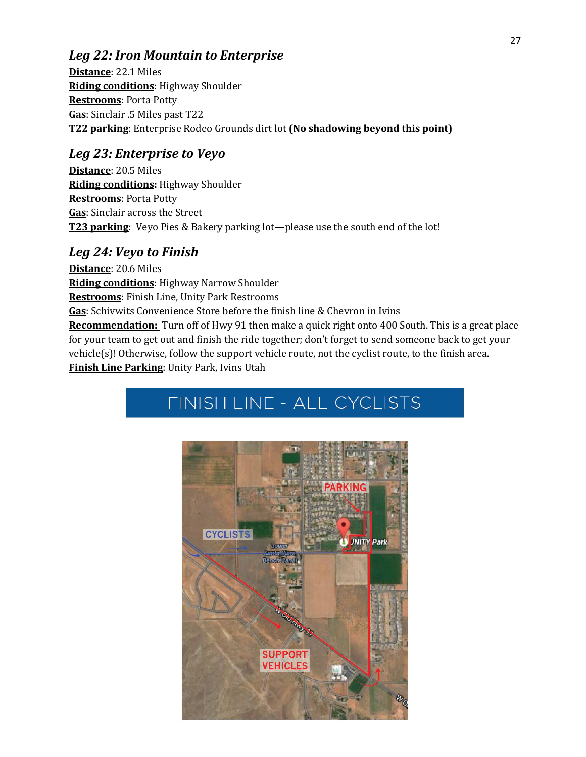### *Leg 22: Iron Mountain to Enterprise*

**Distance**: 22.1 Miles
**Riding conditions**: Highway Shoulder
**Restrooms**: Porta Potty
**Gas**: Sinclair .5 Miles past T22
**T22 parking**: Enterprise Rodeo Grounds dirt lot **(No shadowing beyond this point)**

### *Leg 23: Enterprise to Veyo*

**Distance**: 20.5 Miles
**Riding conditions:** Highway Shoulder
**Restrooms**: Porta Potty
**Gas**: Sinclair across the Street
**T23 parking**: Veyo Pies & Bakery parking lot—please use the south end of the lot!

### *Leg 24: Veyo to Finish*

**Distance**: 20.6 Miles
**Riding conditions**: Highway Narrow Shoulder
**Restrooms**: Finish Line, Unity Park Restrooms
**Gas**: Schivwits Convenience Store before the finish line & Chevron in Ivins
**Recommendation:** Turn off of Hwy 91 then make a quick right onto 400 South. This is a great place for your team to get out and finish the ride together; don't forget to send someone back to get your vehicle(s)! Otherwise, follow the support vehicle route, not the cyclist route, to the finish area.
**Finish Line Parking**: Unity Park, Ivins Utah

## FINISH LINE - ALL CYCLISTS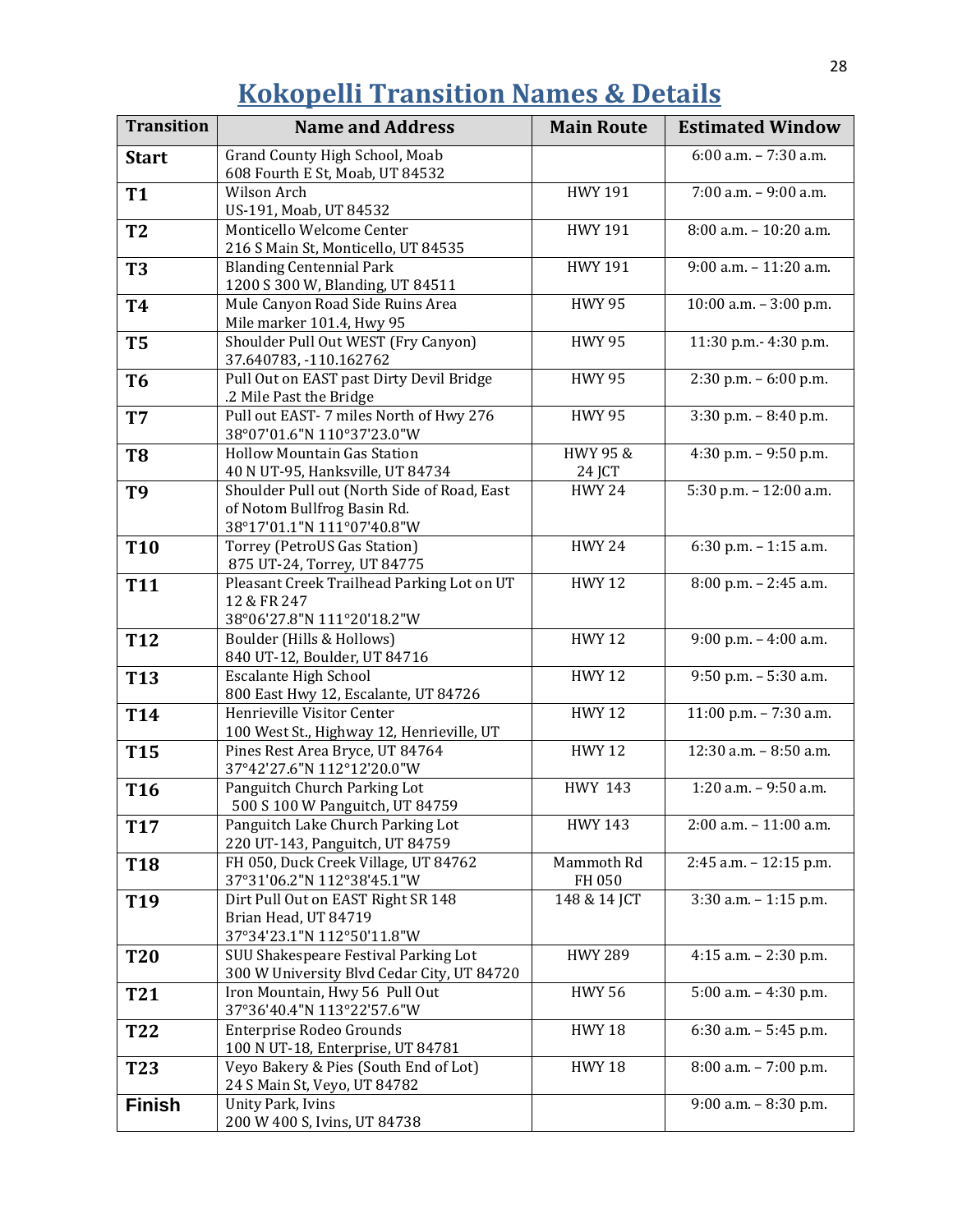# Kokopelli Transition Names & Details

| Transition | Name and Address | Main Route | Estimated Window |
|---|---|---|---|
| **Start** | Grand County High School, Moab<br>608 Fourth E St, Moab, UT 84532 | | 6:00 a.m. – 7:30 a.m. |
| **T1** | Wilson Arch<br>US-191, Moab, UT 84532 | HWY 191 | 7:00 a.m. – 9:00 a.m. |
| **T2** | Monticello Welcome Center<br>216 S Main St, Monticello, UT 84535 | HWY 191 | 8:00 a.m. – 10:20 a.m. |
| **T3** | Blanding Centennial Park<br>1200 S 300 W, Blanding, UT 84511 | HWY 191 | 9:00 a.m. – 11:20 a.m. |
| **T4** | Mule Canyon Road Side Ruins Area<br>Mile marker 101.4, Hwy 95 | HWY 95 | 10:00 a.m. – 3:00 p.m. |
| **T5** | Shoulder Pull Out WEST (Fry Canyon)<br>37.640783, -110.162762 | HWY 95 | 11:30 p.m.- 4:30 p.m. |
| **T6** | Pull Out on EAST past Dirty Devil Bridge<br>.2 Mile Past the Bridge | HWY 95 | 2:30 p.m. – 6:00 p.m. |
| **T7** | Pull out EAST- 7 miles North of Hwy 276<br>38°07'01.6"N 110°37'23.0"W | HWY 95 | 3:30 p.m. – 8:40 p.m. |
| **T8** | Hollow Mountain Gas Station<br>40 N UT-95, Hanksville, UT 84734 | HWY 95 & 24 JCT | 4:30 p.m. – 9:50 p.m. |
| **T9** | Shoulder Pull out (North Side of Road, East of Notom Bullfrog Basin Rd.<br>38°17'01.1"N 111°07'40.8"W | HWY 24 | 5:30 p.m. – 12:00 a.m. |
| **T10** | Torrey (PetroUS Gas Station)<br>875 UT-24, Torrey, UT 84775 | HWY 24 | 6:30 p.m. – 1:15 a.m. |
| **T11** | Pleasant Creek Trailhead Parking Lot on UT 12 & FR 247<br>38°06'27.8"N 111°20'18.2"W | HWY 12 | 8:00 p.m. – 2:45 a.m. |
| **T12** | Boulder (Hills & Hollows)<br>840 UT-12, Boulder, UT 84716 | HWY 12 | 9:00 p.m. – 4:00 a.m. |
| **T13** | Escalante High School<br>800 East Hwy 12, Escalante, UT 84726 | HWY 12 | 9:50 p.m. – 5:30 a.m. |
| **T14** | Henrieville Visitor Center<br>100 West St., Highway 12, Henrieville, UT | HWY 12 | 11:00 p.m. – 7:30 a.m. |
| **T15** | Pines Rest Area Bryce, UT 84764<br>37°42'27.6"N 112°12'20.0"W | HWY 12 | 12:30 a.m. – 8:50 a.m. |
| **T16** | Panguitch Church Parking Lot<br>500 S 100 W Panguitch, UT 84759 | HWY 143 | 1:20 a.m. – 9:50 a.m. |
| **T17** | Panguitch Lake Church Parking Lot<br>220 UT-143, Panguitch, UT 84759 | HWY 143 | 2:00 a.m. – 11:00 a.m. |
| **T18** | FH 050, Duck Creek Village, UT 84762<br>37°31'06.2"N 112°38'45.1"W | Mammoth Rd FH 050 | 2:45 a.m. – 12:15 p.m. |
| **T19** | Dirt Pull Out on EAST Right SR 148<br>Brian Head, UT 84719<br>37°34'23.1"N 112°50'11.8"W | 148 & 14 JCT | 3:30 a.m. – 1:15 p.m. |
| **T20** | SUU Shakespeare Festival Parking Lot<br>300 W University Blvd Cedar City, UT 84720 | HWY 289 | 4:15 a.m. – 2:30 p.m. |
| **T21** | Iron Mountain, Hwy 56 Pull Out<br>37°36'40.4"N 113°22'57.6"W | HWY 56 | 5:00 a.m. – 4:30 p.m. |
| **T22** | Enterprise Rodeo Grounds<br>100 N UT-18, Enterprise, UT 84781 | HWY 18 | 6:30 a.m. – 5:45 p.m. |
| **T23** | Veyo Bakery & Pies (South End of Lot)<br>24 S Main St, Veyo, UT 84782 | HWY 18 | 8:00 a.m. – 7:00 p.m. |
| **Finish** | Unity Park, Ivins<br>200 W 400 S, Ivins, UT 84738 | | 9:00 a.m. – 8:30 p.m. |